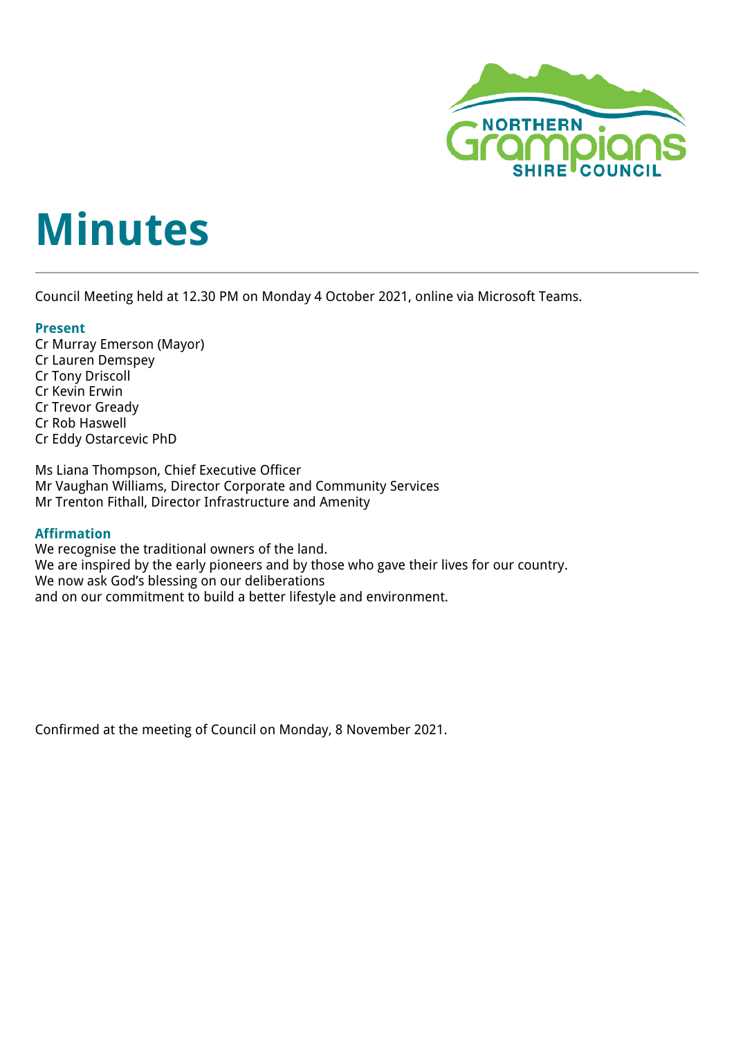# Minutes

Council Meeting held at 12.30 PM on Monday 4 October 2021, online via Microsoft Teams.

### Present

Cr Murray Emerson (Mayor)
Cr Lauren Demspey
Cr Tony Driscoll
Cr Kevin Erwin
Cr Trevor Gready
Cr Rob Haswell
Cr Eddy Ostarcevic PhD

Ms Liana Thompson, Chief Executive Officer
Mr Vaughan Williams, Director Corporate and Community Services
Mr Trenton Fithall, Director Infrastructure and Amenity

### Affirmation

We recognise the traditional owners of the land.
We are inspired by the early pioneers and by those who gave their lives for our country.
We now ask God's blessing on our deliberations
and on our commitment to build a better lifestyle and environment.

Confirmed at the meeting of Council on Monday, 8 November 2021.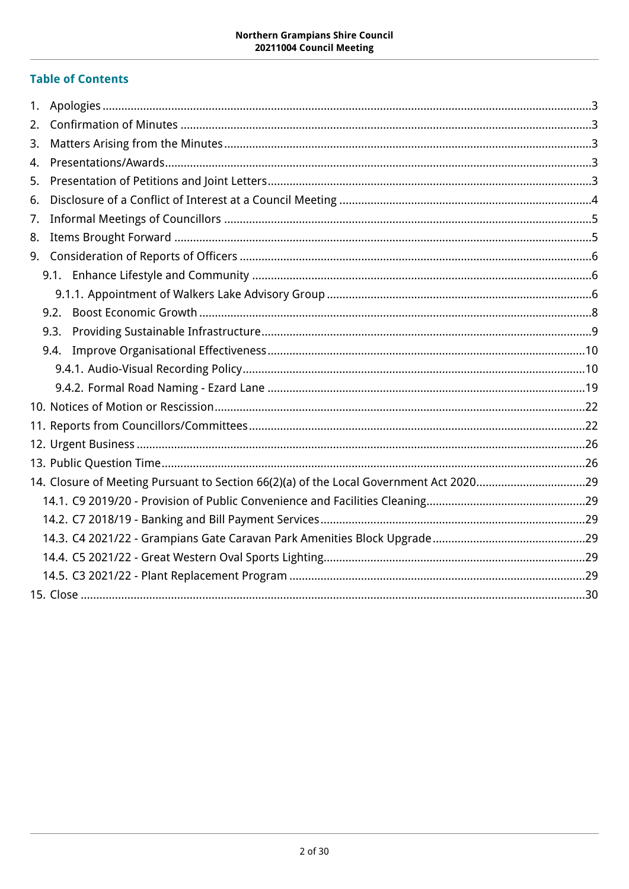## Table of Contents

1. Apologies ....................................................................................................................... 3
2. Confirmation of Minutes ................................................................................................. 3
3. Matters Arising from the Minutes .................................................................................... 3
4. Presentations/Awards ..................................................................................................... 3
5. Presentation of Petitions and Joint Letters ....................................................................... 3
6. Disclosure of a Conflict of Interest at a Council Meeting .................................................. 4
7. Informal Meetings of Councillors ..................................................................................... 5
8. Items Brought Forward ................................................................................................... 5
9. Consideration of Reports of Officers ................................................................................ 6
   - 9.1. Enhance Lifestyle and Community ........................................................................... 6
     - 9.1.1. Appointment of Walkers Lake Advisory Group ..................................................... 6
   - 9.2. Boost Economic Growth .......................................................................................... 8
   - 9.3. Providing Sustainable Infrastructure ........................................................................ 9
   - 9.4. Improve Organisational Effectiveness ...................................................................... 10
     - 9.4.1. Audio-Visual Recording Policy ............................................................................ 10
     - 9.4.2. Formal Road Naming - Ezard Lane ..................................................................... 19
10. Notices of Motion or Rescission ...................................................................................... 22
11. Reports from Councillors/Committees ............................................................................ 22
12. Urgent Business ............................................................................................................. 26
13. Public Question Time ...................................................................................................... 26
14. Closure of Meeting Pursuant to Section 66(2)(a) of the Local Government Act 2020 ......... 29
    - 14.1. C9 2019/20 - Provision of Public Convenience and Facilities Cleaning ..................... 29
    - 14.2. C7 2018/19 - Banking and Bill Payment Services ..................................................... 29
    - 14.3. C4 2021/22 - Grampians Gate Caravan Park Amenities Block Upgrade ...................... 29
    - 14.4. C5 2021/22 - Great Western Oval Sports Lighting .................................................... 29
    - 14.5. C3 2021/22 - Plant Replacement Program ................................................................ 29
15. Close ............................................................................................................................. 30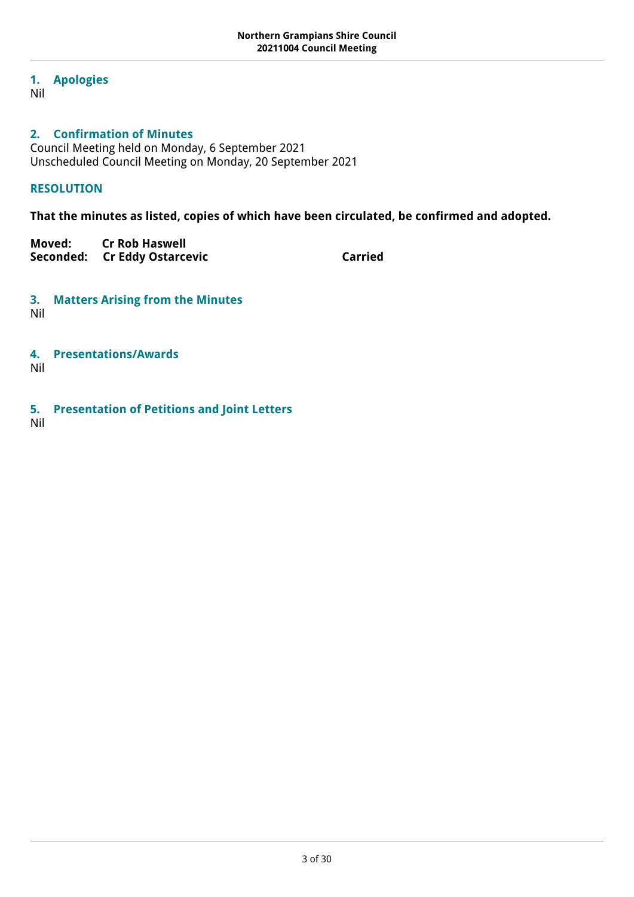## 1. Apologies

Nil

## 2. Confirmation of Minutes

Council Meeting held on Monday, 6 September 2021
Unscheduled Council Meeting on Monday, 20 September 2021

### RESOLUTION

**That the minutes as listed, copies of which have been circulated, be confirmed and adopted.**

**Moved: Cr Rob Haswell**
**Seconded: Cr Eddy Ostarcevic** **Carried**

## 3. Matters Arising from the Minutes

Nil

## 4. Presentations/Awards

Nil

## 5. Presentation of Petitions and Joint Letters

Nil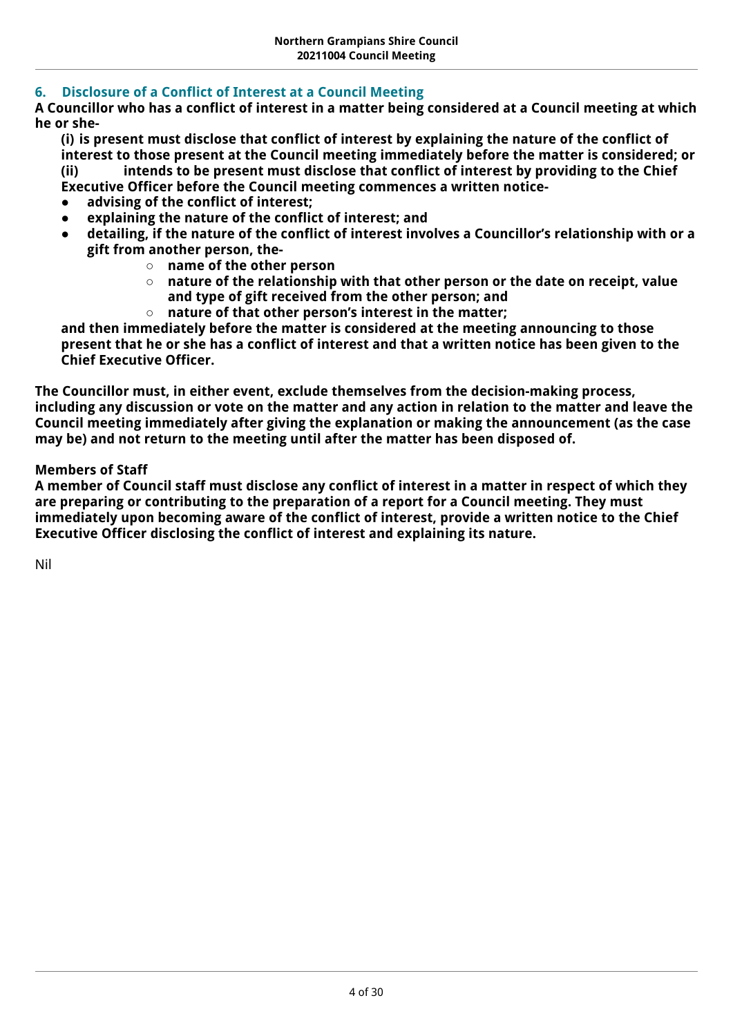## 6. Disclosure of a Conflict of Interest at a Council Meeting

**A Councillor who has a conflict of interest in a matter being considered at a Council meeting at which he or she-**

**(i) is present must disclose that conflict of interest by explaining the nature of the conflict of interest to those present at the Council meeting immediately before the matter is considered; or**

**(ii) intends to be present must disclose that conflict of interest by providing to the Chief Executive Officer before the Council meeting commences a written notice-**

- **advising of the conflict of interest;**
- **explaining the nature of the conflict of interest; and**
- **detailing, if the nature of the conflict of interest involves a Councillor's relationship with or a gift from another person, the-**
    - **name of the other person**
    - **nature of the relationship with that other person or the date on receipt, value and type of gift received from the other person; and**
    - **nature of that other person's interest in the matter;**

**and then immediately before the matter is considered at the meeting announcing to those present that he or she has a conflict of interest and that a written notice has been given to the Chief Executive Officer.**

**The Councillor must, in either event, exclude themselves from the decision-making process, including any discussion or vote on the matter and any action in relation to the matter and leave the Council meeting immediately after giving the explanation or making the announcement (as the case may be) and not return to the meeting until after the matter has been disposed of.**

**Members of Staff**

**A member of Council staff must disclose any conflict of interest in a matter in respect of which they are preparing or contributing to the preparation of a report for a Council meeting. They must immediately upon becoming aware of the conflict of interest, provide a written notice to the Chief Executive Officer disclosing the conflict of interest and explaining its nature.**

Nil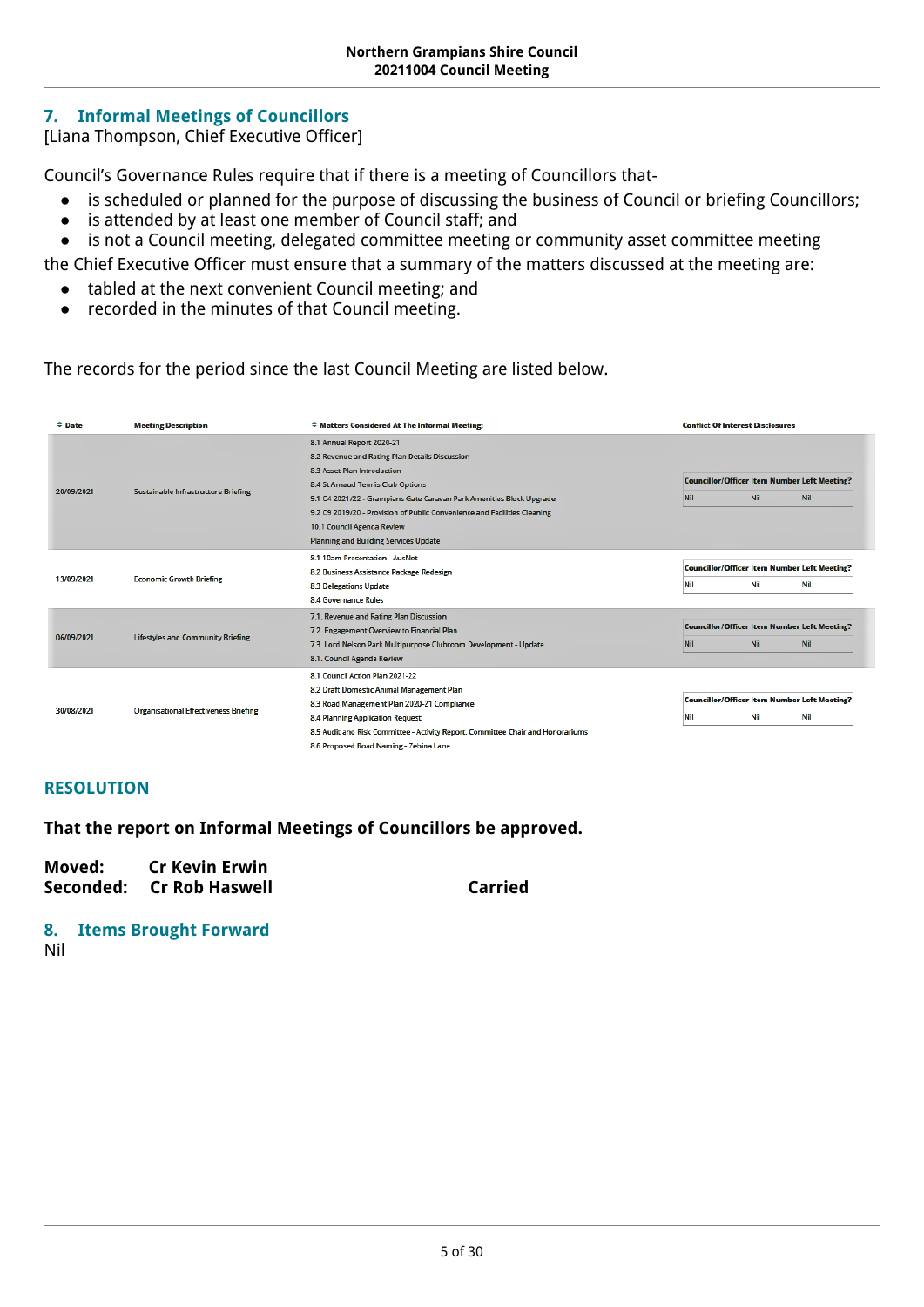## 7. Informal Meetings of Councillors

[Liana Thompson, Chief Executive Officer]

Council's Governance Rules require that if there is a meeting of Councillors that-

- is scheduled or planned for the purpose of discussing the business of Council or briefing Councillors;
- is attended by at least one member of Council staff; and
- is not a Council meeting, delegated committee meeting or community asset committee meeting

the Chief Executive Officer must ensure that a summary of the matters discussed at the meeting are:

- tabled at the next convenient Council meeting; and
- recorded in the minutes of that Council meeting.

The records for the period since the last Council Meeting are listed below.

| Date | Meeting Description | Matters Considered At The Informal Meeting: | Conflict Of Interest Disclosures | | |
|---|---|---|---|---|---|
| | | | Councillor/Officer | Item Number | Left Meeting? |
| 20/09/2021 | Sustainable Infrastructure Briefing | 8.1 Annual Report 2020-21<br>8.2 Revenue and Rating Plan Details Discussion<br>8.3 Asset Plan Introduction<br>8.4 St Arnaud Tennis Club Options<br>9.1 C4 2021/22 - Grampians Gate Caravan Park Amenities Block Upgrade<br>9.2 C9 2019/20 - Provision of Public Convenience and Facilities Cleaning<br>10.1 Council Agenda Review<br>Planning and Building Services Update | Nil | Nil | Nil |
| 13/09/2021 | Economic Growth Briefing | 8.1 10am Presentation - AusNet<br>8.2 Business Assistance Package Redesign<br>8.3 Delegations Update<br>8.4 Governance Rules | Nil | Nil | Nil |
| 06/09/2021 | Lifestyles and Community Briefing | 7.1. Revenue and Rating Plan Discussion<br>7.2. Engagement Overview to Financial Plan<br>7.3. Lord Nelson Park Multipurpose Clubroom Development - Update<br>8.1. Council Agenda Review | Nil | Nil | Nil |
| 30/08/2021 | Organisational Effectiveness Briefing | 8.1 Council Action Plan 2021-22<br>8.2 Draft Domestic Animal Management Plan<br>8.3 Road Management Plan 2020-21 Compliance<br>8.4 Planning Application Request<br>8.5 Audit and Risk Committee - Activity Report, Committee Chair and Honorariums<br>8.6 Proposed Road Naming - Zebina Lane | Nil | Nil | Nil |

### RESOLUTION

**That the report on Informal Meetings of Councillors be approved.**

**Moved: Cr Kevin Erwin**
**Seconded: Cr Rob Haswell** **Carried**

## 8. Items Brought Forward

Nil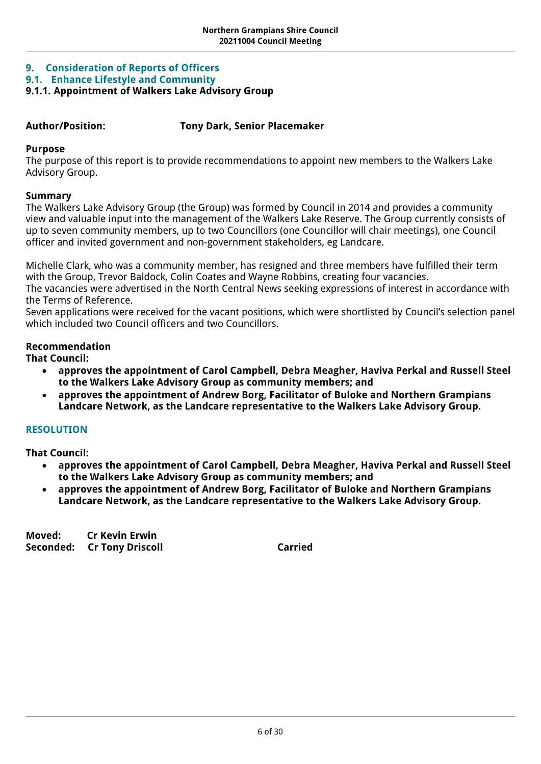## 9. Consideration of Reports of Officers

## 9.1. Enhance Lifestyle and Community

### 9.1.1. Appointment of Walkers Lake Advisory Group

**Author/Position:** **Tony Dark, Senior Placemaker**

**Purpose**

The purpose of this report is to provide recommendations to appoint new members to the Walkers Lake Advisory Group.

**Summary**

The Walkers Lake Advisory Group (the Group) was formed by Council in 2014 and provides a community view and valuable input into the management of the Walkers Lake Reserve. The Group currently consists of up to seven community members, up to two Councillors (one Councillor will chair meetings), one Council officer and invited government and non-government stakeholders, eg Landcare.

Michelle Clark, who was a community member, has resigned and three members have fulfilled their term with the Group, Trevor Baldock, Colin Coates and Wayne Robbins, creating four vacancies.

The vacancies were advertised in the North Central News seeking expressions of interest in accordance with the Terms of Reference.

Seven applications were received for the vacant positions, which were shortlisted by Council's selection panel which included two Council officers and two Councillors.

**Recommendation**

**That Council:**

- **approves the appointment of Carol Campbell, Debra Meagher, Haviva Perkal and Russell Steel to the Walkers Lake Advisory Group as community members; and**
- **approves the appointment of Andrew Borg, Facilitator of Buloke and Northern Grampians Landcare Network, as the Landcare representative to the Walkers Lake Advisory Group.**

**RESOLUTION**

**That Council:**

- **approves the appointment of Carol Campbell, Debra Meagher, Haviva Perkal and Russell Steel to the Walkers Lake Advisory Group as community members; and**
- **approves the appointment of Andrew Borg, Facilitator of Buloke and Northern Grampians Landcare Network, as the Landcare representative to the Walkers Lake Advisory Group.**

**Moved:** **Cr Kevin Erwin**
**Seconded:** **Cr Tony Driscoll** **Carried**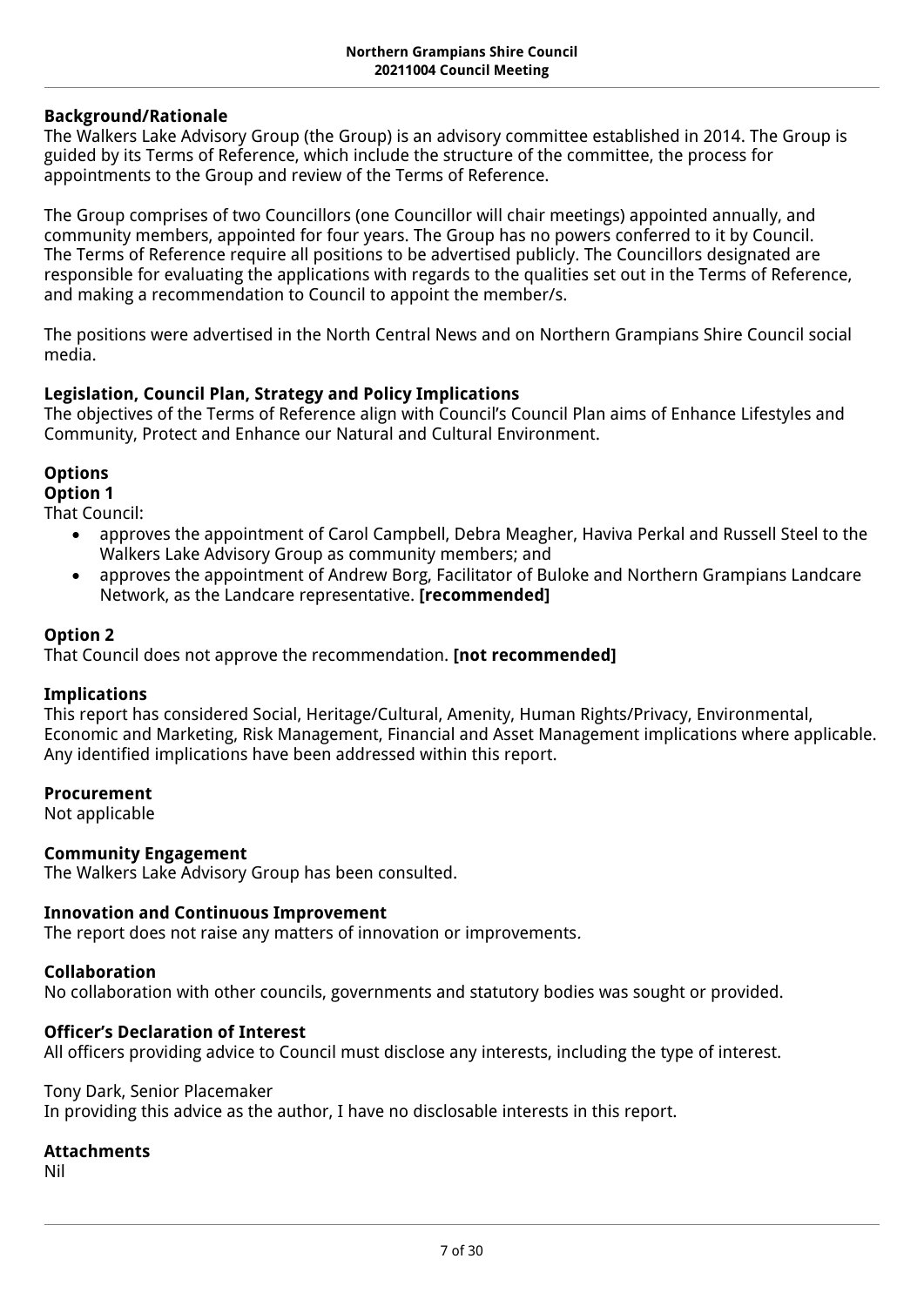## Background/Rationale

The Walkers Lake Advisory Group (the Group) is an advisory committee established in 2014. The Group is guided by its Terms of Reference, which include the structure of the committee, the process for appointments to the Group and review of the Terms of Reference.

The Group comprises of two Councillors (one Councillor will chair meetings) appointed annually, and community members, appointed for four years. The Group has no powers conferred to it by Council. The Terms of Reference require all positions to be advertised publicly. The Councillors designated are responsible for evaluating the applications with regards to the qualities set out in the Terms of Reference, and making a recommendation to Council to appoint the member/s.

The positions were advertised in the North Central News and on Northern Grampians Shire Council social media.

## Legislation, Council Plan, Strategy and Policy Implications

The objectives of the Terms of Reference align with Council's Council Plan aims of Enhance Lifestyles and Community, Protect and Enhance our Natural and Cultural Environment.

## Options

### Option 1

That Council:

- approves the appointment of Carol Campbell, Debra Meagher, Haviva Perkal and Russell Steel to the Walkers Lake Advisory Group as community members; and
- approves the appointment of Andrew Borg, Facilitator of Buloke and Northern Grampians Landcare Network, as the Landcare representative. **[recommended]**

### Option 2

That Council does not approve the recommendation. **[not recommended]**

## Implications

This report has considered Social, Heritage/Cultural, Amenity, Human Rights/Privacy, Environmental, Economic and Marketing, Risk Management, Financial and Asset Management implications where applicable. Any identified implications have been addressed within this report.

## Procurement

Not applicable

## Community Engagement

The Walkers Lake Advisory Group has been consulted.

## Innovation and Continuous Improvement

The report does not raise any matters of innovation or improvements.

## Collaboration

No collaboration with other councils, governments and statutory bodies was sought or provided.

## Officer's Declaration of Interest

All officers providing advice to Council must disclose any interests, including the type of interest.

Tony Dark, Senior Placemaker
In providing this advice as the author, I have no disclosable interests in this report.

## Attachments

Nil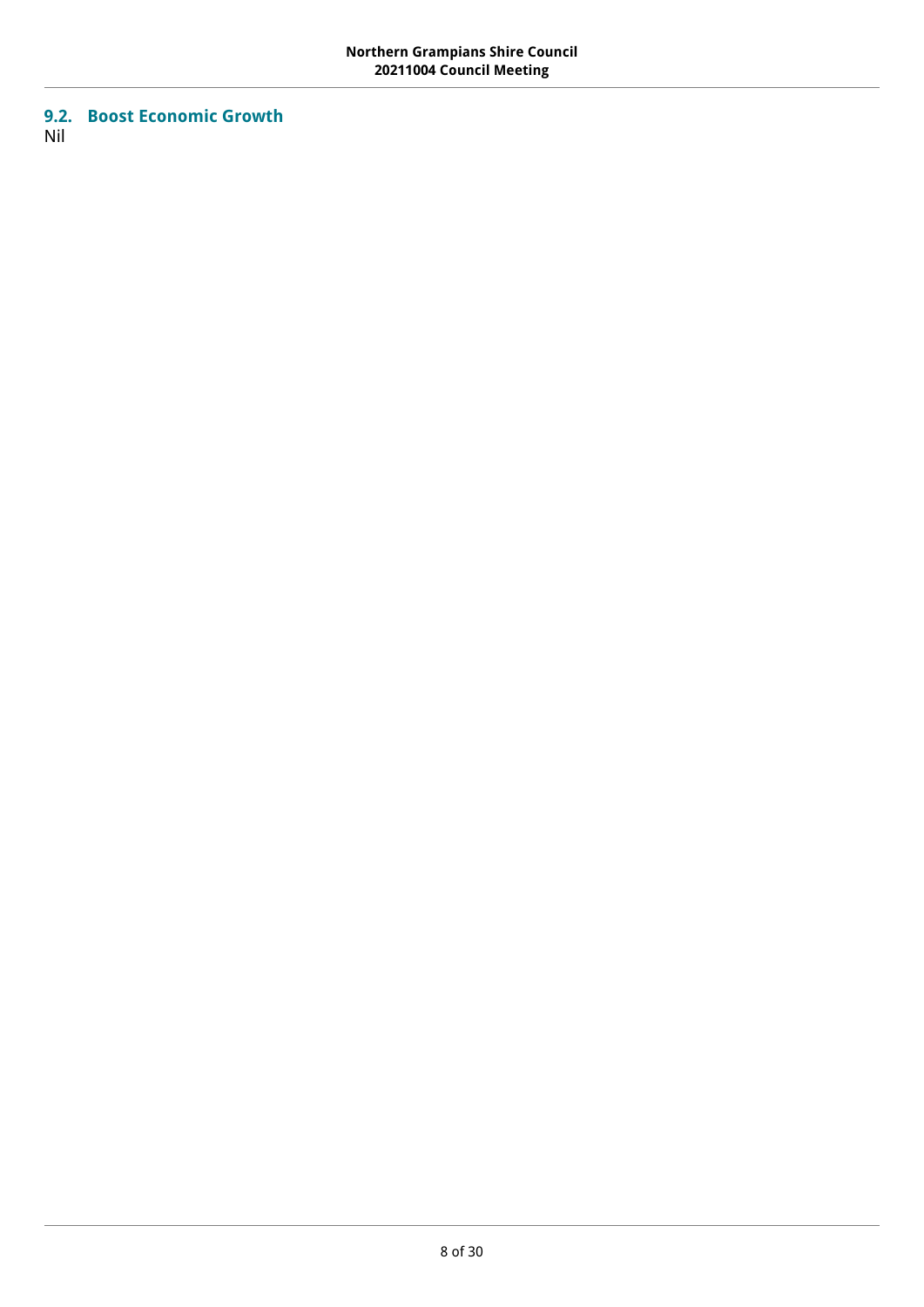## 9.2. Boost Economic Growth

Nil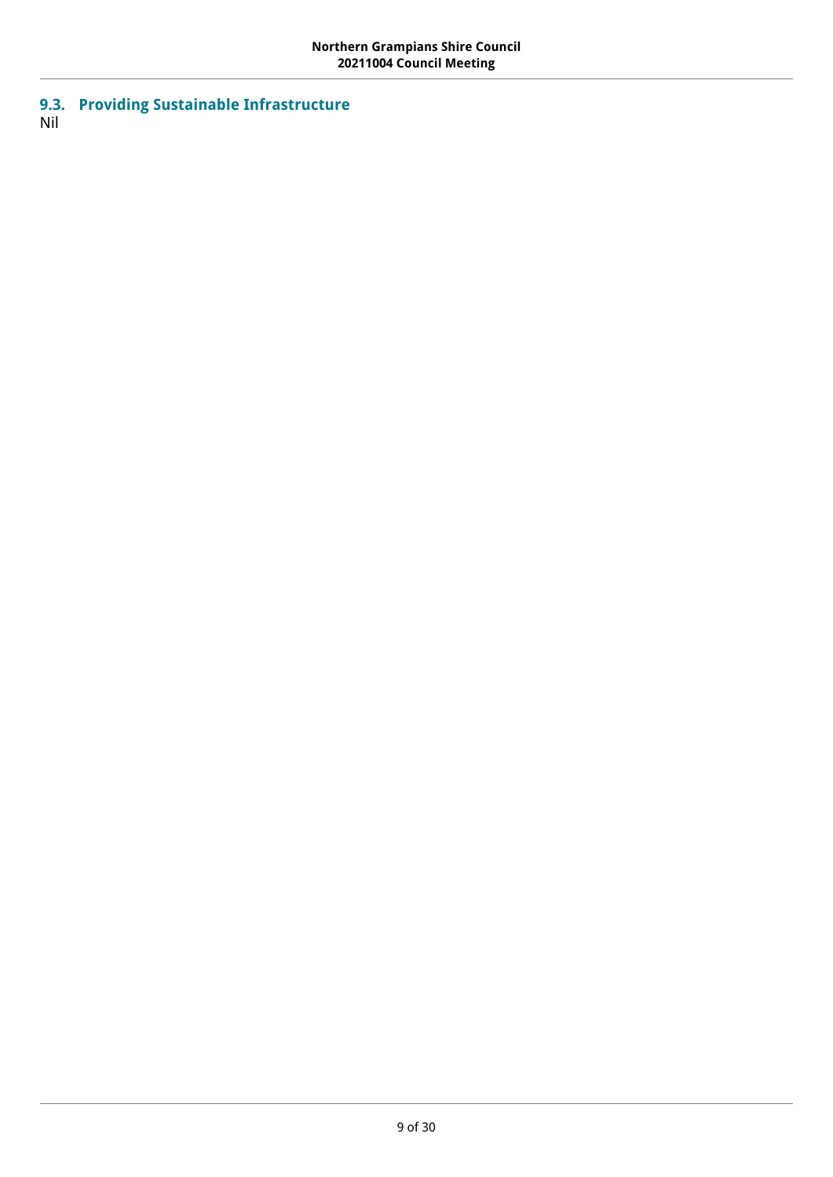## 9.3. Providing Sustainable Infrastructure

Nil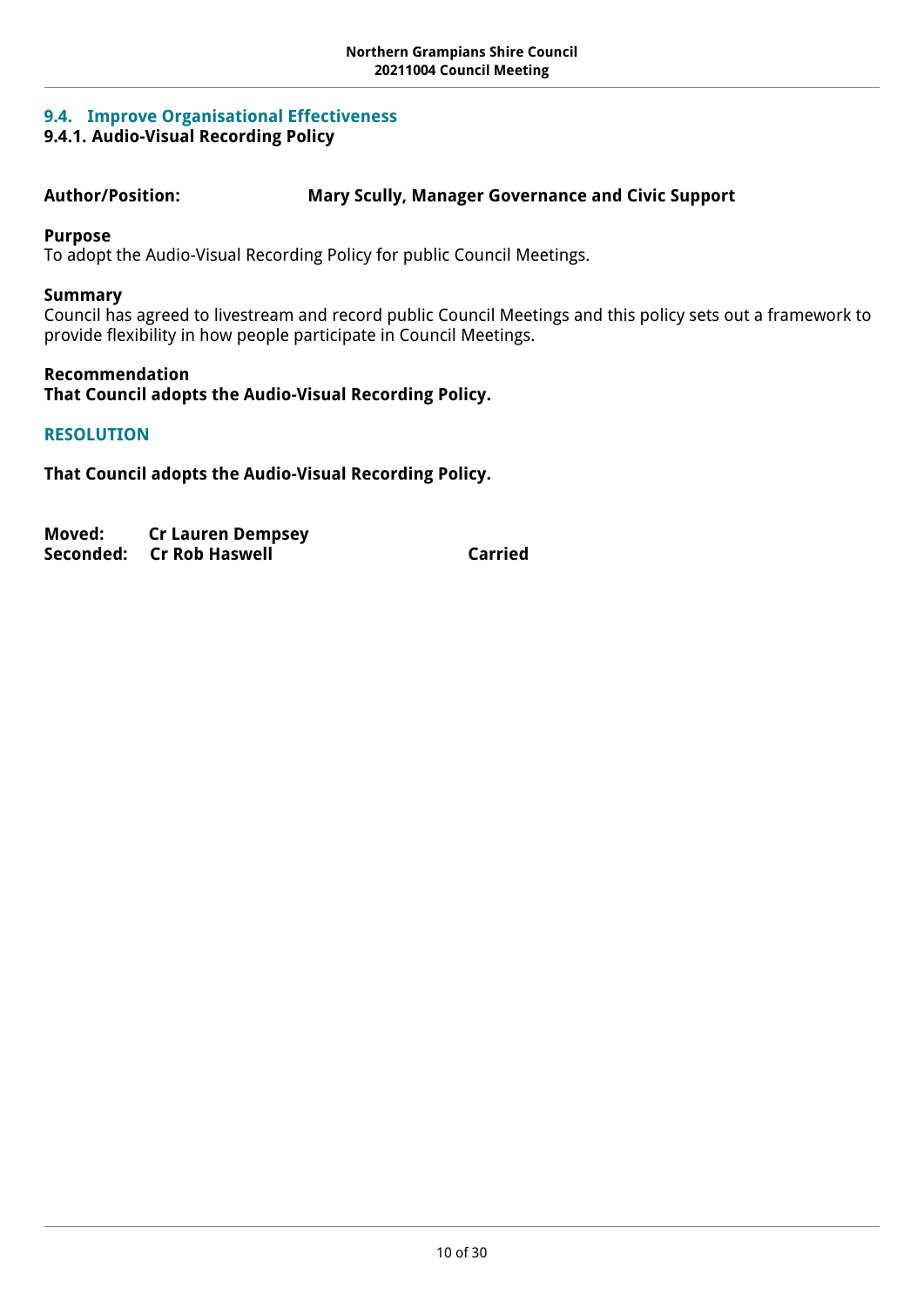## 9.4. Improve Organisational Effectiveness

### 9.4.1. Audio-Visual Recording Policy

**Author/Position:** **Mary Scully, Manager Governance and Civic Support**

**Purpose**

To adopt the Audio-Visual Recording Policy for public Council Meetings.

**Summary**

Council has agreed to livestream and record public Council Meetings and this policy sets out a framework to provide flexibility in how people participate in Council Meetings.

**Recommendation**

**That Council adopts the Audio-Visual Recording Policy.**

**RESOLUTION**

**That Council adopts the Audio-Visual Recording Policy.**

**Moved: Cr Lauren Dempsey**
**Seconded: Cr Rob Haswell** **Carried**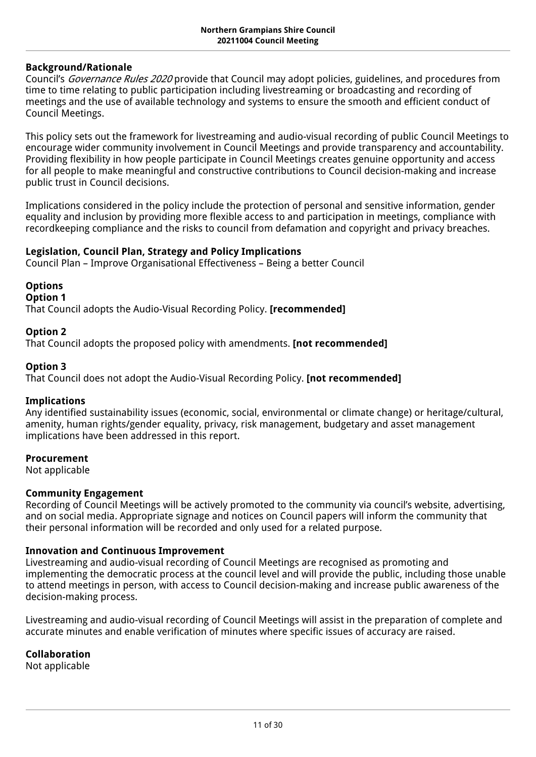### Background/Rationale

Council's *Governance Rules 2020* provide that Council may adopt policies, guidelines, and procedures from time to time relating to public participation including livestreaming or broadcasting and recording of meetings and the use of available technology and systems to ensure the smooth and efficient conduct of Council Meetings.

This policy sets out the framework for livestreaming and audio-visual recording of public Council Meetings to encourage wider community involvement in Council Meetings and provide transparency and accountability. Providing flexibility in how people participate in Council Meetings creates genuine opportunity and access for all people to make meaningful and constructive contributions to Council decision-making and increase public trust in Council decisions.

Implications considered in the policy include the protection of personal and sensitive information, gender equality and inclusion by providing more flexible access to and participation in meetings, compliance with recordkeeping compliance and the risks to council from defamation and copyright and privacy breaches.

### Legislation, Council Plan, Strategy and Policy Implications

Council Plan – Improve Organisational Effectiveness – Being a better Council

### Options

**Option 1**

That Council adopts the Audio-Visual Recording Policy. **[recommended]**

**Option 2**

That Council adopts the proposed policy with amendments. **[not recommended]**

**Option 3**

That Council does not adopt the Audio-Visual Recording Policy. **[not recommended]**

### Implications

Any identified sustainability issues (economic, social, environmental or climate change) or heritage/cultural, amenity, human rights/gender equality, privacy, risk management, budgetary and asset management implications have been addressed in this report.

### Procurement

Not applicable

### Community Engagement

Recording of Council Meetings will be actively promoted to the community via council's website, advertising, and on social media. Appropriate signage and notices on Council papers will inform the community that their personal information will be recorded and only used for a related purpose.

### Innovation and Continuous Improvement

Livestreaming and audio-visual recording of Council Meetings are recognised as promoting and implementing the democratic process at the council level and will provide the public, including those unable to attend meetings in person, with access to Council decision-making and increase public awareness of the decision-making process.

Livestreaming and audio-visual recording of Council Meetings will assist in the preparation of complete and accurate minutes and enable verification of minutes where specific issues of accuracy are raised.

### Collaboration

Not applicable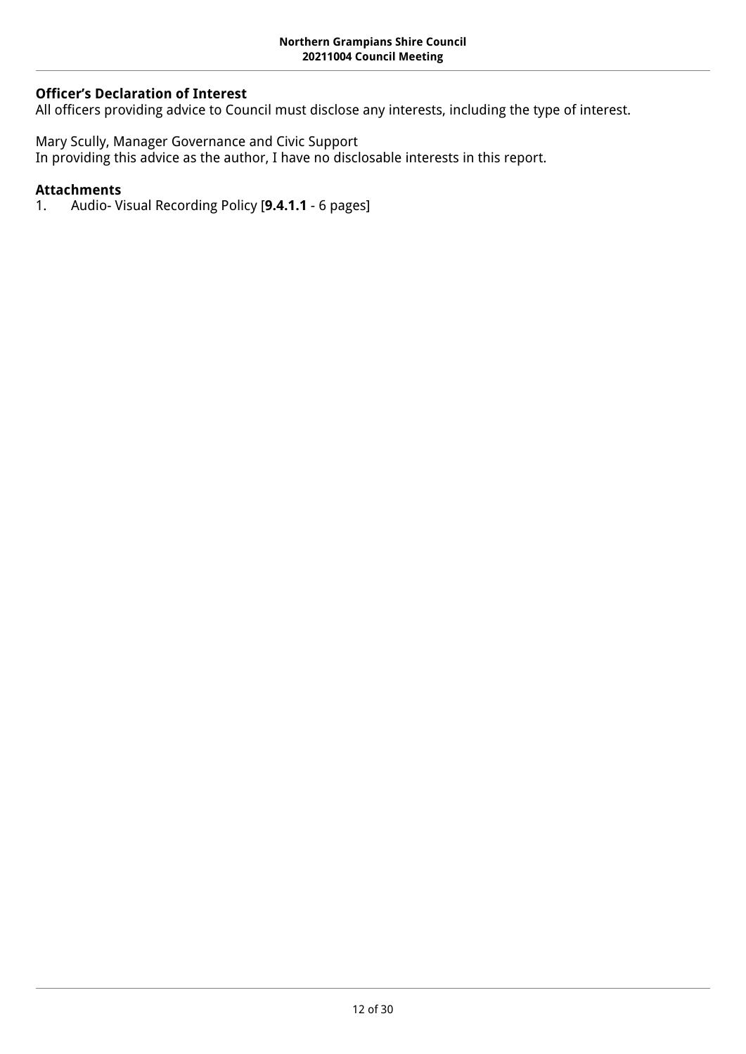**Officer's Declaration of Interest**
All officers providing advice to Council must disclose any interests, including the type of interest.

Mary Scully, Manager Governance and Civic Support
In providing this advice as the author, I have no disclosable interests in this report.

**Attachments**
1. Audio- Visual Recording Policy [**9.4.1.1** - 6 pages]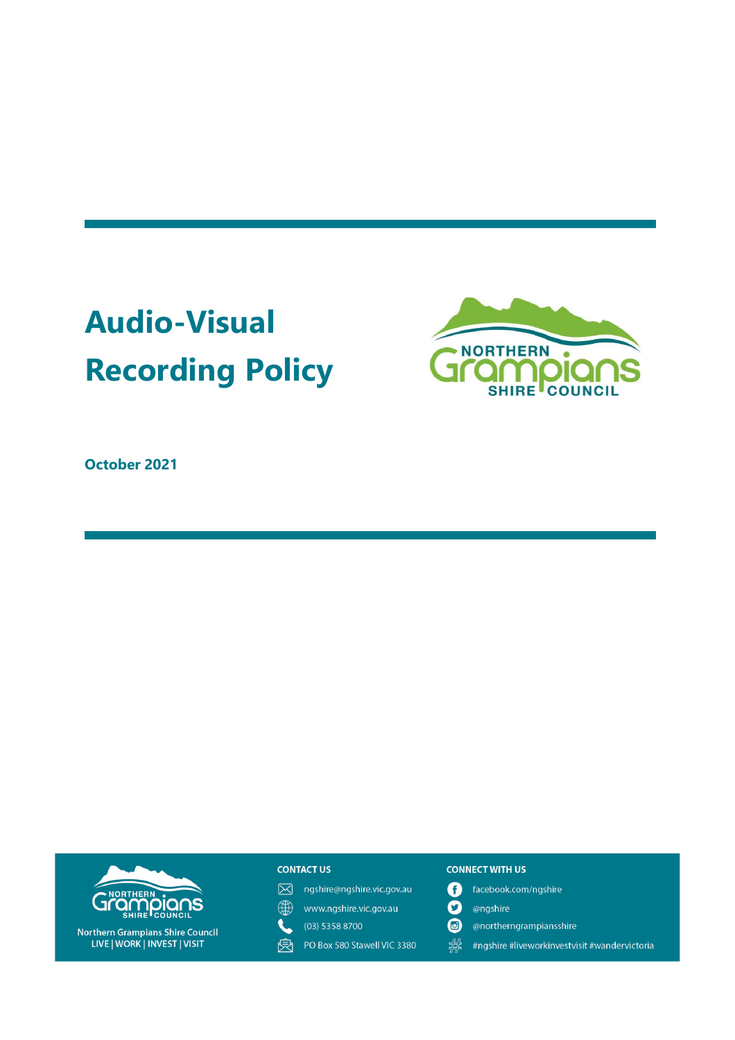# Audio-Visual Recording Policy

**October 2021**

**CONTACT US**

ngshire@ngshire.vic.gov.au

www.ngshire.vic.gov.au

(03) 5358 8700

PO Box 580 Stawell VIC 3380

**CONNECT WITH US**

facebook.com/ngshire

@ngshire

@northerngrampiansshire

#ngshire #liveworkinvestvisit #wandervictoria

Northern Grampians Shire Council
LIVE | WORK | INVEST | VISIT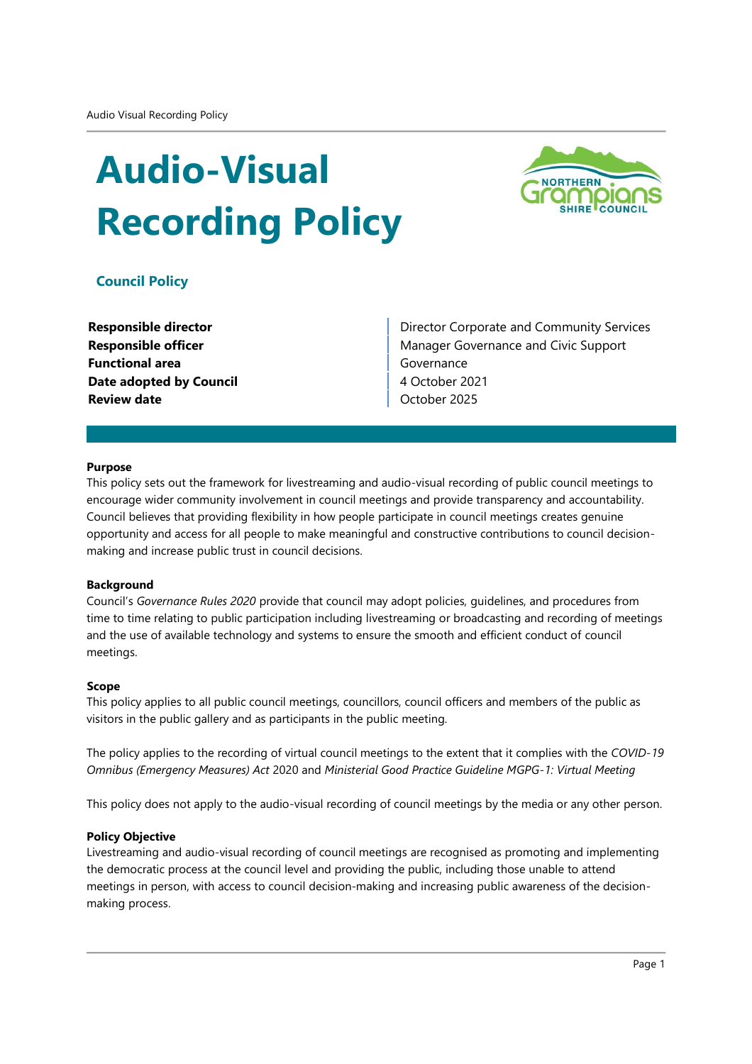# Audio-Visual Recording Policy

## Council Policy

| | |
|---|---|
| **Responsible director** | Director Corporate and Community Services |
| **Responsible officer** | Manager Governance and Civic Support |
| **Functional area** | Governance |
| **Date adopted by Council** | 4 October 2021 |
| **Review date** | October 2025 |

**Purpose**

This policy sets out the framework for livestreaming and audio-visual recording of public council meetings to encourage wider community involvement in council meetings and provide transparency and accountability. Council believes that providing flexibility in how people participate in council meetings creates genuine opportunity and access for all people to make meaningful and constructive contributions to council decision-making and increase public trust in council decisions.

**Background**

Council's *Governance Rules 2020* provide that council may adopt policies, guidelines, and procedures from time to time relating to public participation including livestreaming or broadcasting and recording of meetings and the use of available technology and systems to ensure the smooth and efficient conduct of council meetings.

**Scope**

This policy applies to all public council meetings, councillors, council officers and members of the public as visitors in the public gallery and as participants in the public meeting.

The policy applies to the recording of virtual council meetings to the extent that it complies with the *COVID-19 Omnibus (Emergency Measures) Act* 2020 and *Ministerial Good Practice Guideline MGPG-1: Virtual Meeting*

This policy does not apply to the audio-visual recording of council meetings by the media or any other person.

**Policy Objective**

Livestreaming and audio-visual recording of council meetings are recognised as promoting and implementing the democratic process at the council level and providing the public, including those unable to attend meetings in person, with access to council decision-making and increasing public awareness of the decision-making process.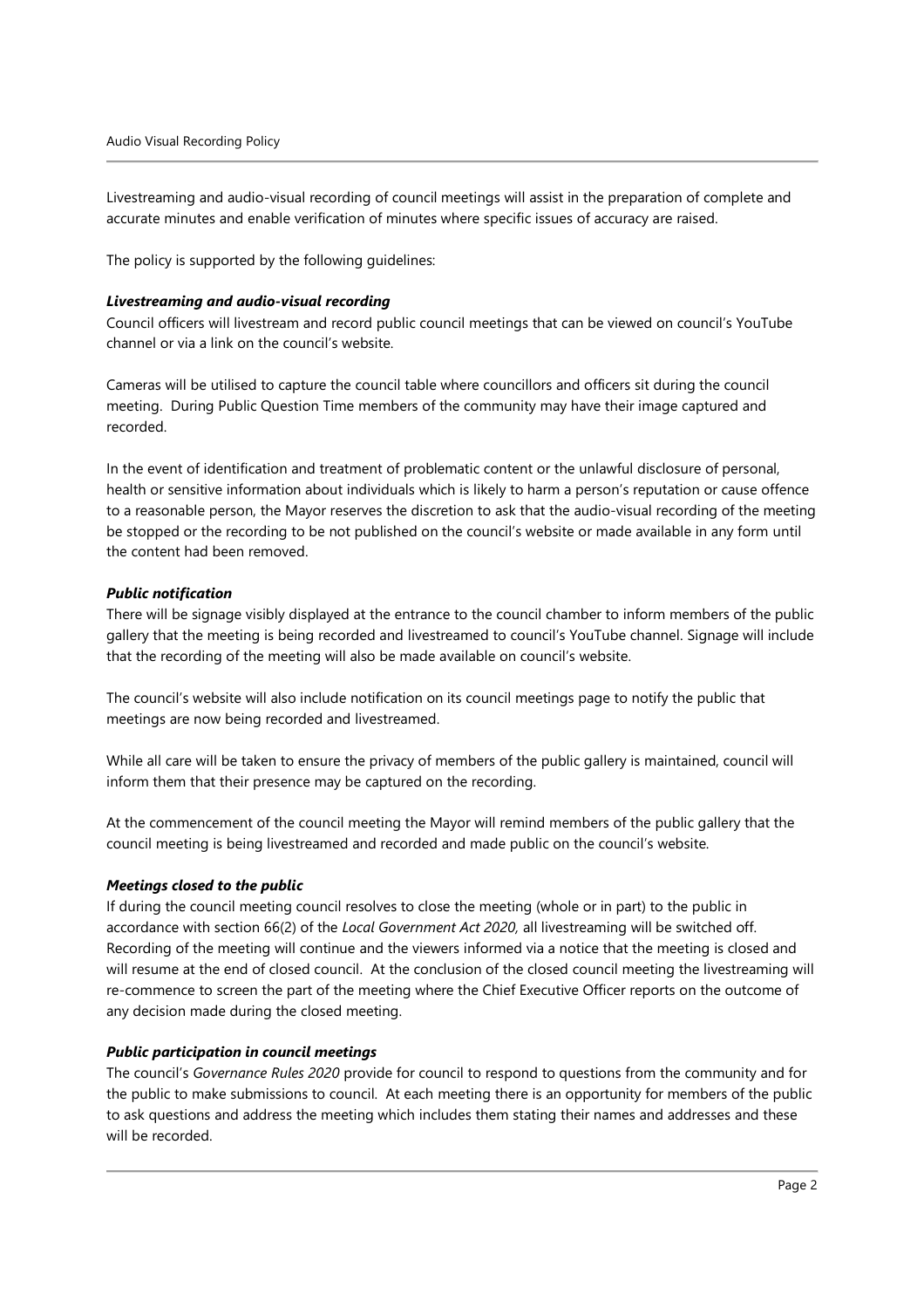Livestreaming and audio-visual recording of council meetings will assist in the preparation of complete and accurate minutes and enable verification of minutes where specific issues of accuracy are raised.

The policy is supported by the following guidelines:

***Livestreaming and audio-visual recording***

Council officers will livestream and record public council meetings that can be viewed on council's YouTube channel or via a link on the council's website.

Cameras will be utilised to capture the council table where councillors and officers sit during the council meeting. During Public Question Time members of the community may have their image captured and recorded.

In the event of identification and treatment of problematic content or the unlawful disclosure of personal, health or sensitive information about individuals which is likely to harm a person's reputation or cause offence to a reasonable person, the Mayor reserves the discretion to ask that the audio-visual recording of the meeting be stopped or the recording to be not published on the council's website or made available in any form until the content had been removed.

***Public notification***

There will be signage visibly displayed at the entrance to the council chamber to inform members of the public gallery that the meeting is being recorded and livestreamed to council's YouTube channel. Signage will include that the recording of the meeting will also be made available on council's website.

The council's website will also include notification on its council meetings page to notify the public that meetings are now being recorded and livestreamed.

While all care will be taken to ensure the privacy of members of the public gallery is maintained, council will inform them that their presence may be captured on the recording.

At the commencement of the council meeting the Mayor will remind members of the public gallery that the council meeting is being livestreamed and recorded and made public on the council's website.

***Meetings closed to the public***

If during the council meeting council resolves to close the meeting (whole or in part) to the public in accordance with section 66(2) of the *Local Government Act 2020,* all livestreaming will be switched off. Recording of the meeting will continue and the viewers informed via a notice that the meeting is closed and will resume at the end of closed council. At the conclusion of the closed council meeting the livestreaming will re-commence to screen the part of the meeting where the Chief Executive Officer reports on the outcome of any decision made during the closed meeting.

***Public participation in council meetings***

The council's *Governance Rules 2020* provide for council to respond to questions from the community and for the public to make submissions to council. At each meeting there is an opportunity for members of the public to ask questions and address the meeting which includes them stating their names and addresses and these will be recorded.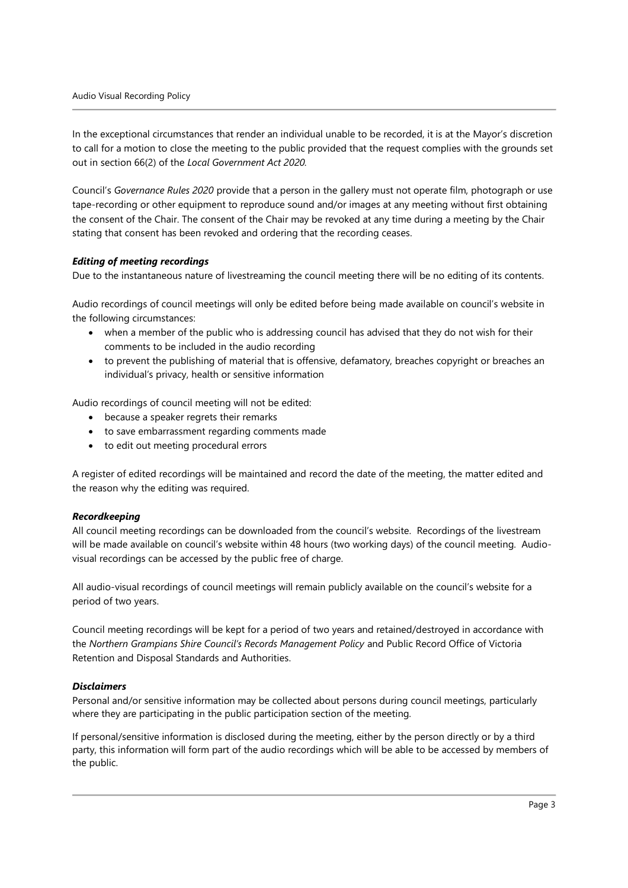In the exceptional circumstances that render an individual unable to be recorded, it is at the Mayor's discretion to call for a motion to close the meeting to the public provided that the request complies with the grounds set out in section 66(2) of the *Local Government Act 2020*.

Council's *Governance Rules 2020* provide that a person in the gallery must not operate film, photograph or use tape-recording or other equipment to reproduce sound and/or images at any meeting without first obtaining the consent of the Chair. The consent of the Chair may be revoked at any time during a meeting by the Chair stating that consent has been revoked and ordering that the recording ceases.

***Editing of meeting recordings***

Due to the instantaneous nature of livestreaming the council meeting there will be no editing of its contents.

Audio recordings of council meetings will only be edited before being made available on council's website in the following circumstances:

- when a member of the public who is addressing council has advised that they do not wish for their comments to be included in the audio recording
- to prevent the publishing of material that is offensive, defamatory, breaches copyright or breaches an individual's privacy, health or sensitive information

Audio recordings of council meeting will not be edited:

- because a speaker regrets their remarks
- to save embarrassment regarding comments made
- to edit out meeting procedural errors

A register of edited recordings will be maintained and record the date of the meeting, the matter edited and the reason why the editing was required.

***Recordkeeping***

All council meeting recordings can be downloaded from the council's website. Recordings of the livestream will be made available on council's website within 48 hours (two working days) of the council meeting. Audio-visual recordings can be accessed by the public free of charge.

All audio-visual recordings of council meetings will remain publicly available on the council's website for a period of two years.

Council meeting recordings will be kept for a period of two years and retained/destroyed in accordance with the *Northern Grampians Shire Council's Records Management Policy* and Public Record Office of Victoria Retention and Disposal Standards and Authorities.

***Disclaimers***

Personal and/or sensitive information may be collected about persons during council meetings, particularly where they are participating in the public participation section of the meeting.

If personal/sensitive information is disclosed during the meeting, either by the person directly or by a third party, this information will form part of the audio recordings which will be able to be accessed by members of the public.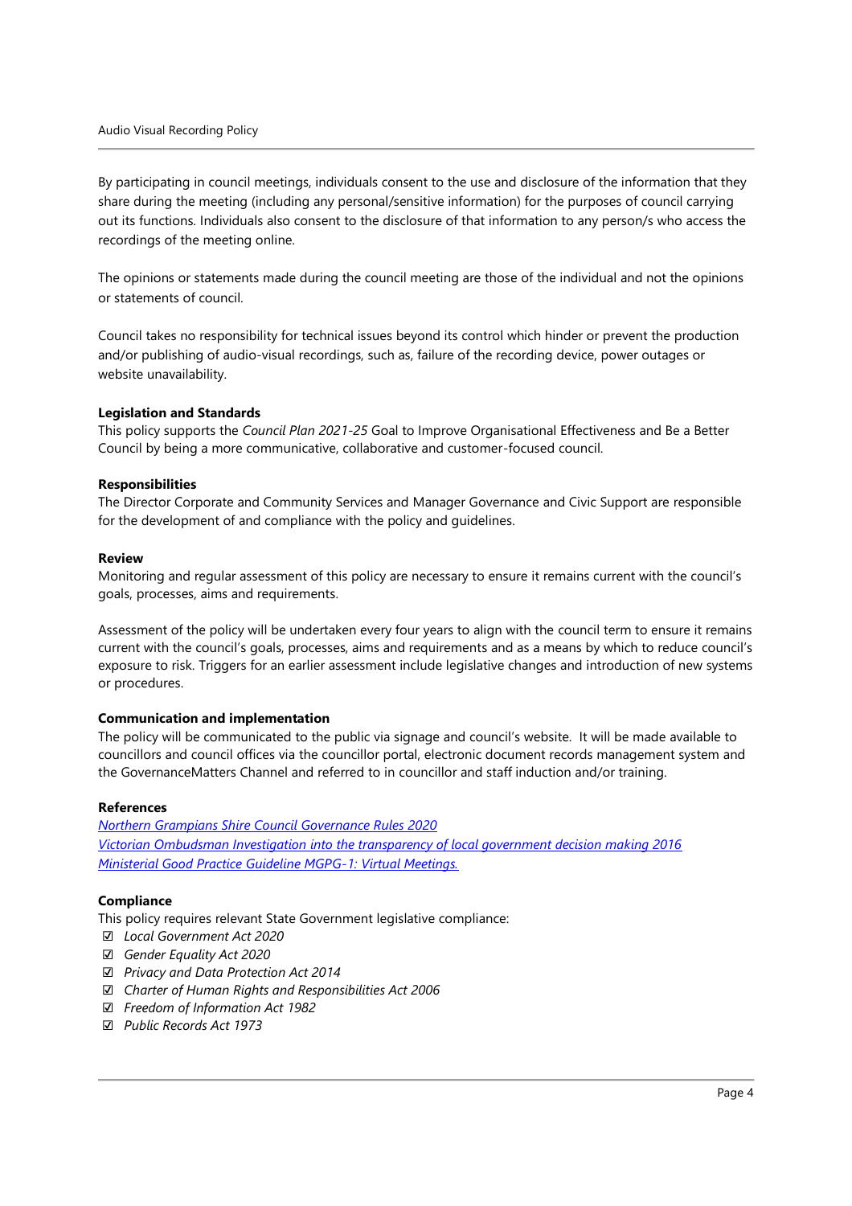By participating in council meetings, individuals consent to the use and disclosure of the information that they share during the meeting (including any personal/sensitive information) for the purposes of council carrying out its functions. Individuals also consent to the disclosure of that information to any person/s who access the recordings of the meeting online.

The opinions or statements made during the council meeting are those of the individual and not the opinions or statements of council.

Council takes no responsibility for technical issues beyond its control which hinder or prevent the production and/or publishing of audio-visual recordings, such as, failure of the recording device, power outages or website unavailability.

**Legislation and Standards**
This policy supports the *Council Plan 2021-25* Goal to Improve Organisational Effectiveness and Be a Better Council by being a more communicative, collaborative and customer-focused council.

**Responsibilities**
The Director Corporate and Community Services and Manager Governance and Civic Support are responsible for the development of and compliance with the policy and guidelines.

**Review**
Monitoring and regular assessment of this policy are necessary to ensure it remains current with the council's goals, processes, aims and requirements.

Assessment of the policy will be undertaken every four years to align with the council term to ensure it remains current with the council's goals, processes, aims and requirements and as a means by which to reduce council's exposure to risk. Triggers for an earlier assessment include legislative changes and introduction of new systems or procedures.

**Communication and implementation**
The policy will be communicated to the public via signage and council's website. It will be made available to councillors and council offices via the councillor portal, electronic document records management system and the GovernanceMatters Channel and referred to in councillor and staff induction and/or training.

**References**
*Northern Grampians Shire Council Governance Rules 2020*
*Victorian Ombudsman Investigation into the transparency of local government decision making 2016*
*Ministerial Good Practice Guideline MGPG-1: Virtual Meetings.*

**Compliance**
This policy requires relevant State Government legislative compliance:

- ☑ *Local Government Act 2020*
- ☑ *Gender Equality Act 2020*
- ☑ *Privacy and Data Protection Act 2014*
- ☑ *Charter of Human Rights and Responsibilities Act 2006*
- ☑ *Freedom of Information Act 1982*
- ☑ *Public Records Act 1973*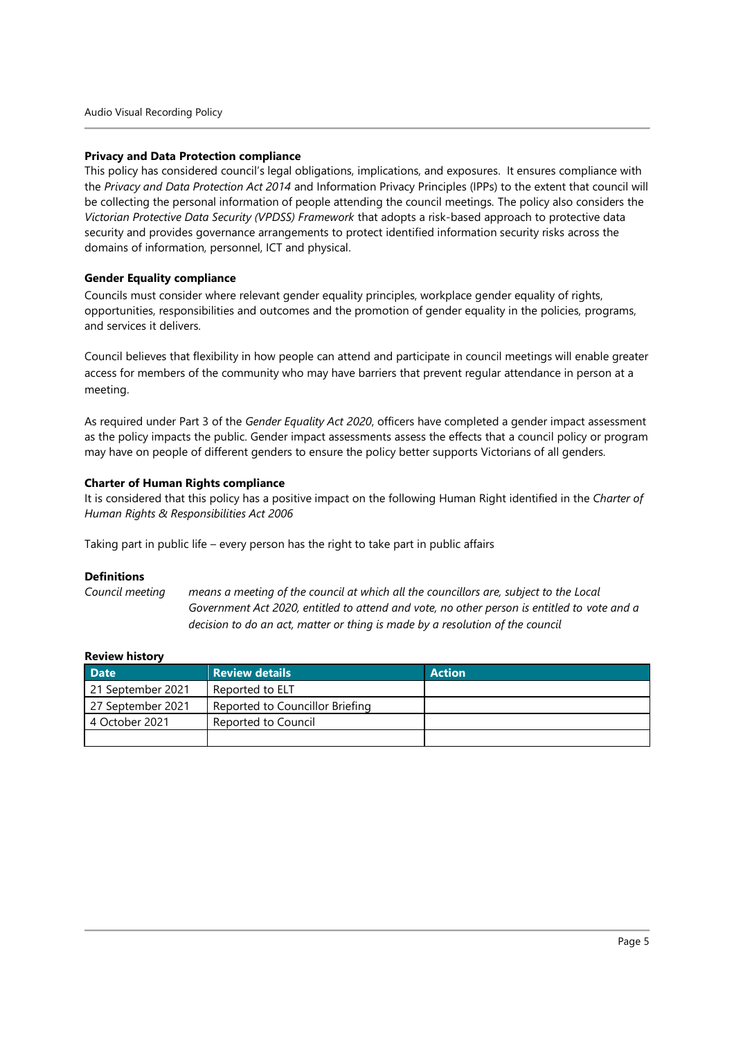**Privacy and Data Protection compliance**

This policy has considered council's legal obligations, implications, and exposures. It ensures compliance with the *Privacy and Data Protection Act 2014* and Information Privacy Principles (IPPs) to the extent that council will be collecting the personal information of people attending the council meetings. The policy also considers the *Victorian Protective Data Security (VPDSS) Framework* that adopts a risk-based approach to protective data security and provides governance arrangements to protect identified information security risks across the domains of information, personnel, ICT and physical.

**Gender Equality compliance**

Councils must consider where relevant gender equality principles, workplace gender equality of rights, opportunities, responsibilities and outcomes and the promotion of gender equality in the policies, programs, and services it delivers.

Council believes that flexibility in how people can attend and participate in council meetings will enable greater access for members of the community who may have barriers that prevent regular attendance in person at a meeting.

As required under Part 3 of the *Gender Equality Act 2020*, officers have completed a gender impact assessment as the policy impacts the public. Gender impact assessments assess the effects that a council policy or program may have on people of different genders to ensure the policy better supports Victorians of all genders.

**Charter of Human Rights compliance**

It is considered that this policy has a positive impact on the following Human Right identified in the *Charter of Human Rights & Responsibilities Act 2006*

Taking part in public life – every person has the right to take part in public affairs

**Definitions**

*Council meeting* — *means a meeting of the council at which all the councillors are, subject to the Local Government Act 2020, entitled to attend and vote, no other person is entitled to vote and a decision to do an act, matter or thing is made by a resolution of the council*

**Review history**

| Date | Review details | Action |
|---|---|---|
| 21 September 2021 | Reported to ELT | |
| 27 September 2021 | Reported to Councillor Briefing | |
| 4 October 2021 | Reported to Council | |
| | | |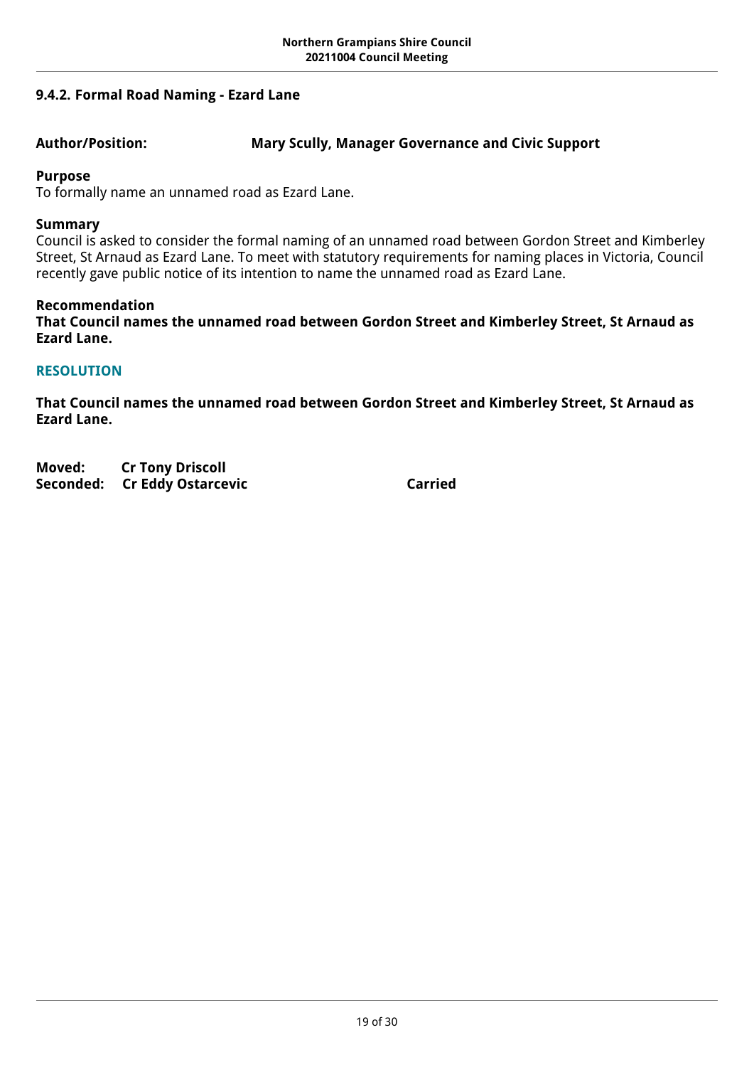### 9.4.2. Formal Road Naming - Ezard Lane

**Author/Position:** **Mary Scully, Manager Governance and Civic Support**

**Purpose**

To formally name an unnamed road as Ezard Lane.

**Summary**

Council is asked to consider the formal naming of an unnamed road between Gordon Street and Kimberley Street, St Arnaud as Ezard Lane. To meet with statutory requirements for naming places in Victoria, Council recently gave public notice of its intention to name the unnamed road as Ezard Lane.

**Recommendation**

**That Council names the unnamed road between Gordon Street and Kimberley Street, St Arnaud as Ezard Lane.**

**RESOLUTION**

**That Council names the unnamed road between Gordon Street and Kimberley Street, St Arnaud as Ezard Lane.**

**Moved:** **Cr Tony Driscoll**
**Seconded:** **Cr Eddy Ostarcevic** **Carried**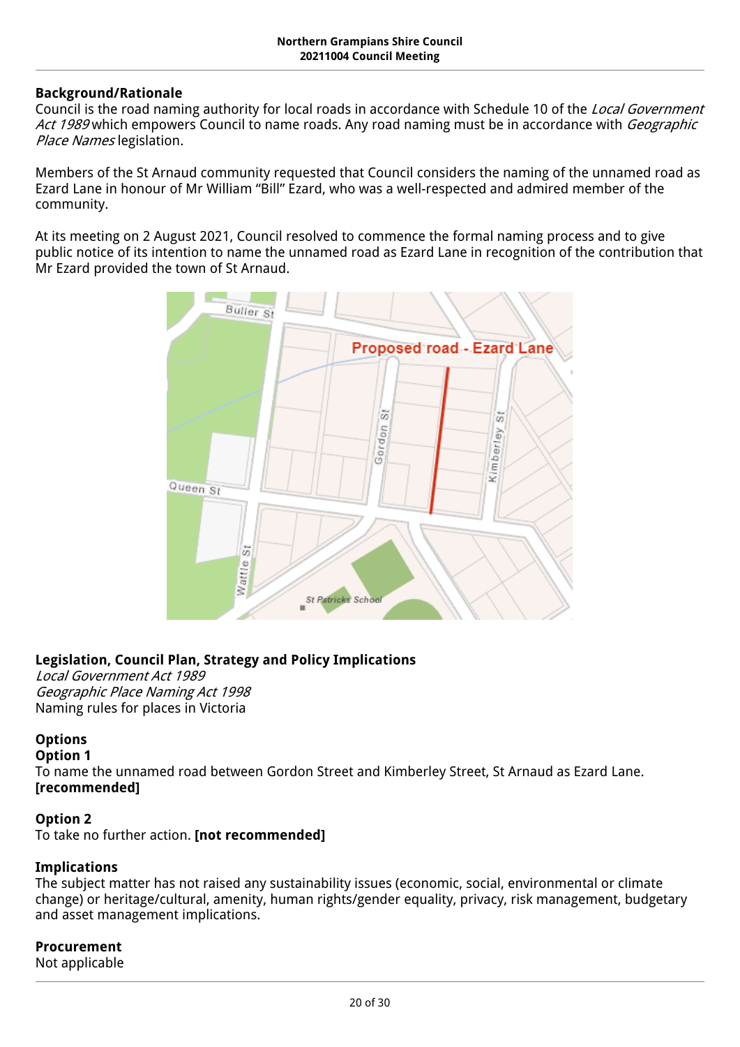## Background/Rationale

Council is the road naming authority for local roads in accordance with Schedule 10 of the *Local Government Act 1989* which empowers Council to name roads. Any road naming must be in accordance with *Geographic Place Names* legislation.

Members of the St Arnaud community requested that Council considers the naming of the unnamed road as Ezard Lane in honour of Mr William "Bill" Ezard, who was a well-respected and admired member of the community.

At its meeting on 2 August 2021, Council resolved to commence the formal naming process and to give public notice of its intention to name the unnamed road as Ezard Lane in recognition of the contribution that Mr Ezard provided the town of St Arnaud.

## Legislation, Council Plan, Strategy and Policy Implications

*Local Government Act 1989*
*Geographic Place Naming Act 1998*
Naming rules for places in Victoria

## Options

### Option 1

To name the unnamed road between Gordon Street and Kimberley Street, St Arnaud as Ezard Lane. **[recommended]**

### Option 2

To take no further action. **[not recommended]**

## Implications

The subject matter has not raised any sustainability issues (economic, social, environmental or climate change) or heritage/cultural, amenity, human rights/gender equality, privacy, risk management, budgetary and asset management implications.

## Procurement

Not applicable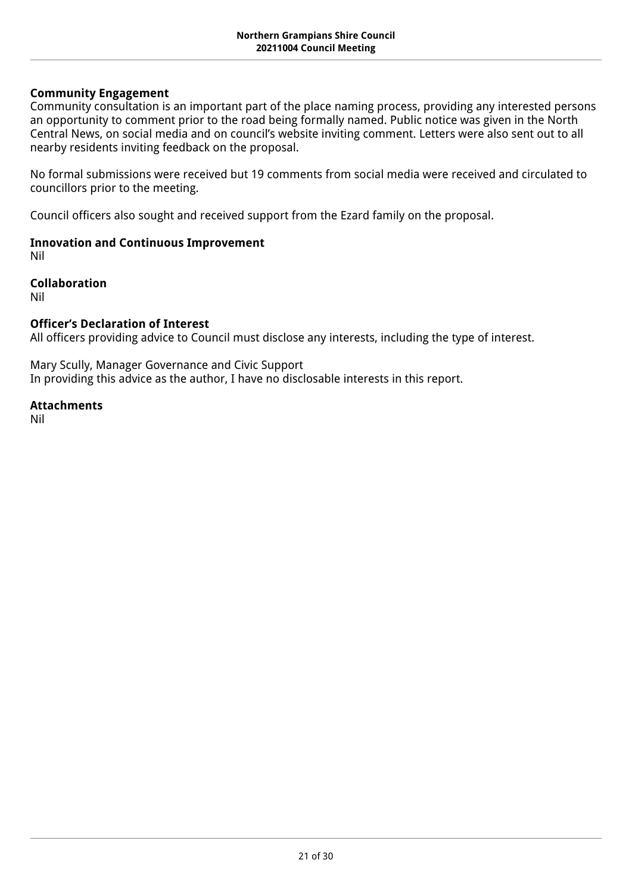**Community Engagement**
Community consultation is an important part of the place naming process, providing any interested persons an opportunity to comment prior to the road being formally named. Public notice was given in the North Central News, on social media and on council's website inviting comment. Letters were also sent out to all nearby residents inviting feedback on the proposal.

No formal submissions were received but 19 comments from social media were received and circulated to councillors prior to the meeting.

Council officers also sought and received support from the Ezard family on the proposal.

**Innovation and Continuous Improvement**
Nil

**Collaboration**
Nil

**Officer's Declaration of Interest**
All officers providing advice to Council must disclose any interests, including the type of interest.

Mary Scully, Manager Governance and Civic Support
In providing this advice as the author, I have no disclosable interests in this report.

**Attachments**
Nil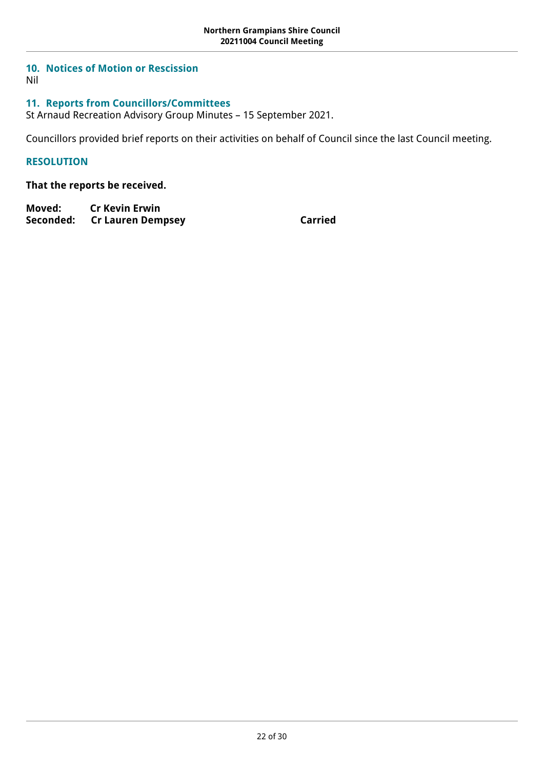## 10. Notices of Motion or Rescission

Nil

## 11. Reports from Councillors/Committees

St Arnaud Recreation Advisory Group Minutes – 15 September 2021.

Councillors provided brief reports on their activities on behalf of Council since the last Council meeting.

### RESOLUTION

**That the reports be received.**

**Moved:** **Cr Kevin Erwin**
**Seconded:** **Cr Lauren Dempsey** **Carried**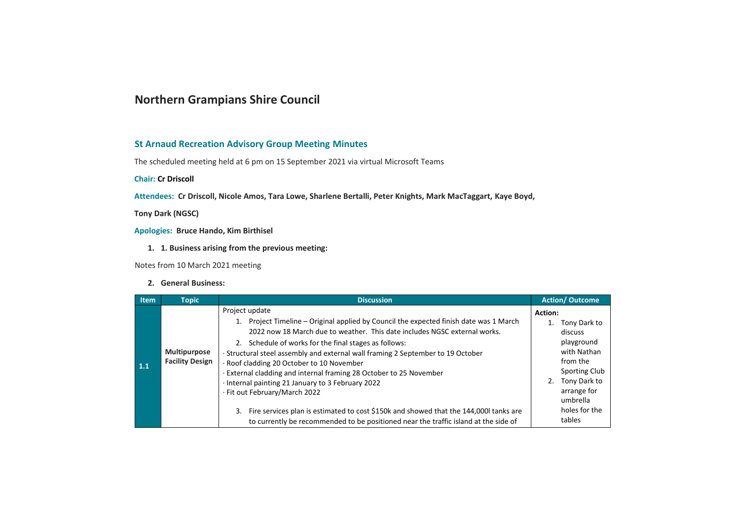# Northern Grampians Shire Council

## St Arnaud Recreation Advisory Group Meeting Minutes

The scheduled meeting held at 6 pm on 15 September 2021 via virtual Microsoft Teams

**Chair: Cr Driscoll**

**Attendees: Cr Driscoll, Nicole Amos, Tara Lowe, Sharlene Bertalli, Peter Knights, Mark MacTaggart, Kaye Boyd,**

**Tony Dark (NGSC)**

**Apologies: Bruce Hando, Kim Birthisel**

1. **1. Business arising from the previous meeting:**

Notes from 10 March 2021 meeting

2. **General Business:**

| Item | Topic | Discussion | Action/ Outcome |
|---|---|---|---|
| **1.1** | **Multipurpose Facility Design** | Project update<br>1. Project Timeline – Original applied by Council the expected finish date was 1 March 2022 now 18 March due to weather. This date includes NGSC external works.<br>2. Schedule of works for the final stages as follows:<br>· Structural steel assembly and external wall framing 2 September to 19 October<br>· Roof cladding 20 October to 10 November<br>· External cladding and internal framing 28 October to 25 November<br>· Internal painting 21 January to 3 February 2022<br>· Fit out February/March 2022<br>3. Fire services plan is estimated to cost $150k and showed that the 144,000l tanks are to currently be recommended to be positioned near the traffic island at the side of | **Action:**<br>1. Tony Dark to discuss playground with Nathan from the Sporting Club<br>2. Tony Dark to arrange for umbrella holes for the tables |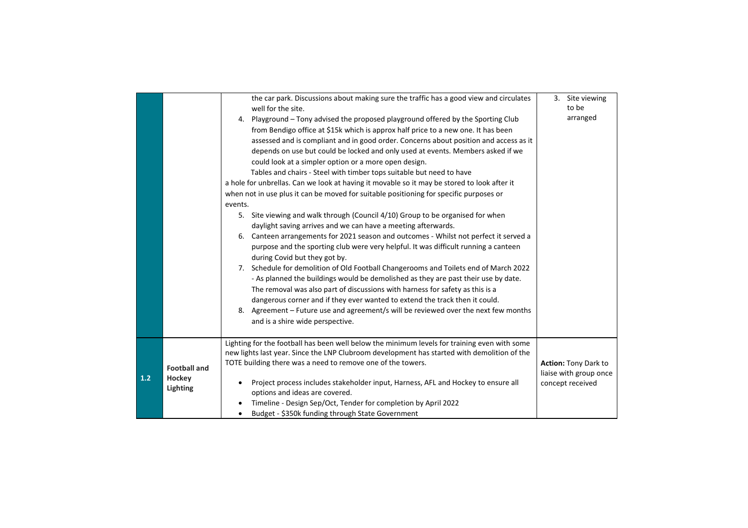| | | | |
|---|---|---|---|
| | | the car park. Discussions about making sure the traffic has a good view and circulates well for the site.<br>4. Playground – Tony advised the proposed playground offered by the Sporting Club from Bendigo office at $15k which is approx half price to a new one. It has been assessed and is compliant and in good order. Concerns about position and access as it depends on use but could be locked and only used at events. Members asked if we could look at a simpler option or a more open design.<br>Tables and chairs - Steel with timber tops suitable but need to have a hole for unbrellas. Can we look at having it movable so it may be stored to look after it when not in use plus it can be moved for suitable positioning for specific purposes or events.<br>5. Site viewing and walk through (Council 4/10) Group to be organised for when daylight saving arrives and we can have a meeting afterwards.<br>6. Canteen arrangements for 2021 season and outcomes - Whilst not perfect it served a purpose and the sporting club were very helpful. It was difficult running a canteen during Covid but they got by.<br>7. Schedule for demolition of Old Football Changerooms and Toilets end of March 2022 - As planned the buildings would be demolished as they are past their use by date. The removal was also part of discussions with harness for safety as this is a dangerous corner and if they ever wanted to extend the track then it could.<br>8. Agreement – Future use and agreement/s will be reviewed over the next few months and is a shire wide perspective. | 3. Site viewing to be arranged |
| 1.2 | **Football and Hockey Lighting** | Lighting for the football has been well below the minimum levels for training even with some new lights last year. Since the LNP Clubroom development has started with demolition of the TOTE building there was a need to remove one of the towers.<br>• Project process includes stakeholder input, Harness, AFL and Hockey to ensure all options and ideas are covered.<br>• Timeline - Design Sep/Oct, Tender for completion by April 2022<br>• Budget - $350k funding through State Government | **Action:** Tony Dark to liaise with group once concept received |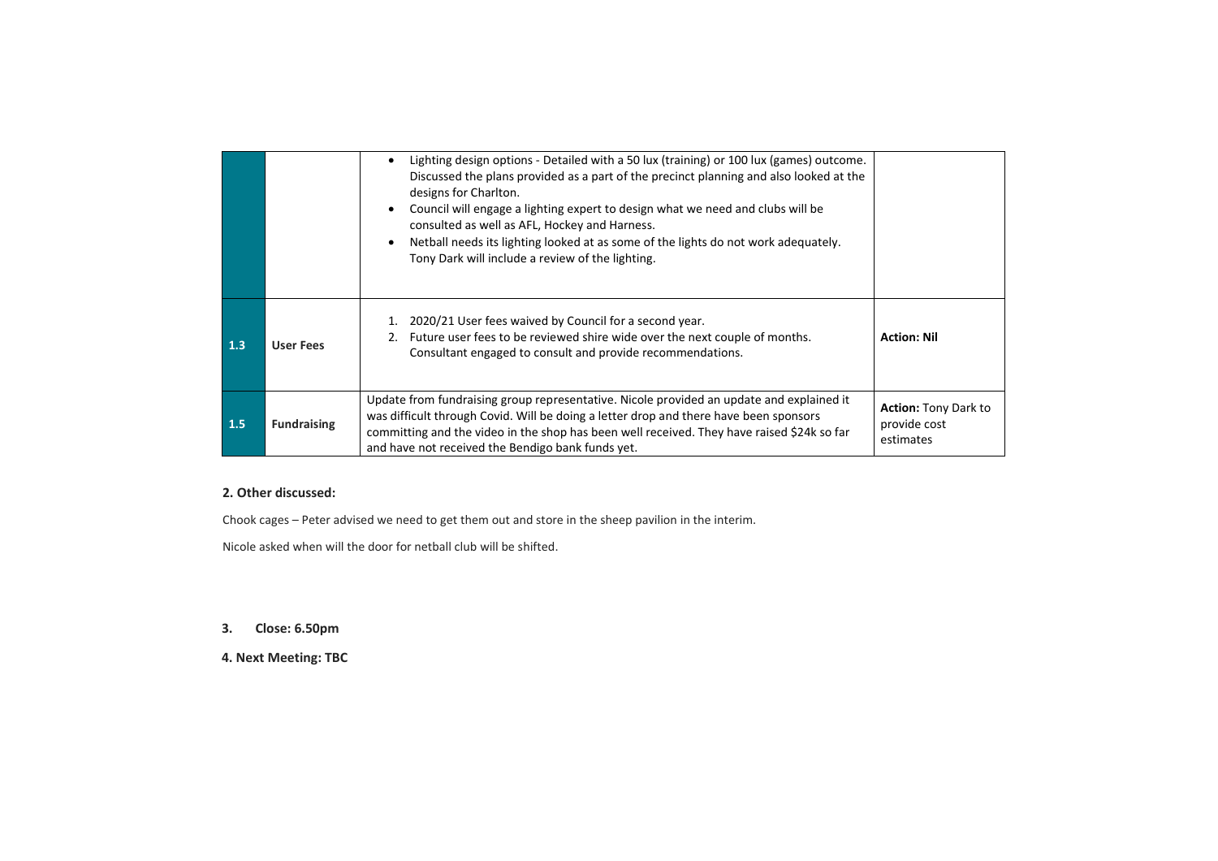| | | | |
|---|---|---|---|
| | | • Lighting design options - Detailed with a 50 lux (training) or 100 lux (games) outcome. Discussed the plans provided as a part of the precinct planning and also looked at the designs for Charlton.<br>• Council will engage a lighting expert to design what we need and clubs will be consulted as well as AFL, Hockey and Harness.<br>• Netball needs its lighting looked at as some of the lights do not work adequately. Tony Dark will include a review of the lighting. | |
| 1.3 | **User Fees** | 1. 2020/21 User fees waived by Council for a second year.<br>2. Future user fees to be reviewed shire wide over the next couple of months. Consultant engaged to consult and provide recommendations. | **Action: Nil** |
| 1.5 | **Fundraising** | Update from fundraising group representative. Nicole provided an update and explained it was difficult through Covid. Will be doing a letter drop and there have been sponsors committing and the video in the shop has been well received. They have raised $24k so far and have not received the Bendigo bank funds yet. | **Action:** Tony Dark to provide cost estimates |

**2. Other discussed:**

Chook cages – Peter advised we need to get them out and store in the sheep pavilion in the interim.

Nicole asked when will the door for netball club will be shifted.

**3. Close: 6.50pm**

**4. Next Meeting: TBC**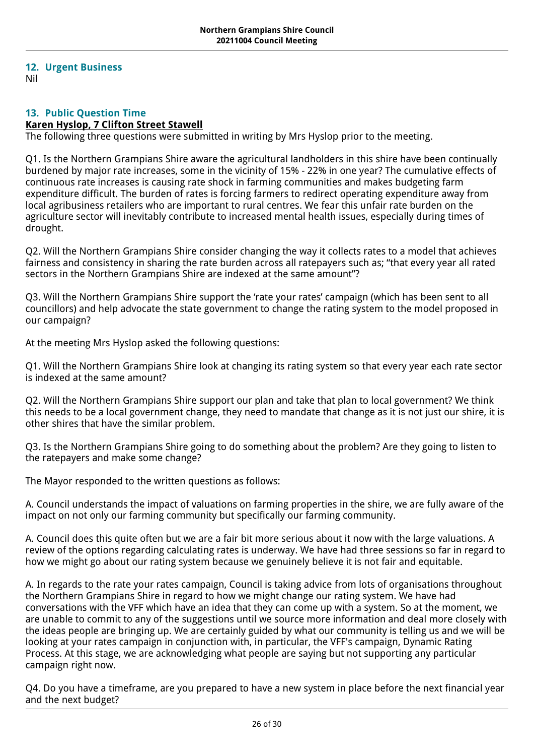## 12. Urgent Business

Nil

## 13. Public Question Time

**Karen Hyslop, 7 Clifton Street Stawell**

The following three questions were submitted in writing by Mrs Hyslop prior to the meeting.

Q1. Is the Northern Grampians Shire aware the agricultural landholders in this shire have been continually burdened by major rate increases, some in the vicinity of 15% - 22% in one year? The cumulative effects of continuous rate increases is causing rate shock in farming communities and makes budgeting farm expenditure difficult. The burden of rates is forcing farmers to redirect operating expenditure away from local agribusiness retailers who are important to rural centres. We fear this unfair rate burden on the agriculture sector will inevitably contribute to increased mental health issues, especially during times of drought.

Q2. Will the Northern Grampians Shire consider changing the way it collects rates to a model that achieves fairness and consistency in sharing the rate burden across all ratepayers such as; "that every year all rated sectors in the Northern Grampians Shire are indexed at the same amount"?

Q3. Will the Northern Grampians Shire support the 'rate your rates' campaign (which has been sent to all councillors) and help advocate the state government to change the rating system to the model proposed in our campaign?

At the meeting Mrs Hyslop asked the following questions:

Q1. Will the Northern Grampians Shire look at changing its rating system so that every year each rate sector is indexed at the same amount?

Q2. Will the Northern Grampians Shire support our plan and take that plan to local government? We think this needs to be a local government change, they need to mandate that change as it is not just our shire, it is other shires that have the similar problem.

Q3. Is the Northern Grampians Shire going to do something about the problem? Are they going to listen to the ratepayers and make some change?

The Mayor responded to the written questions as follows:

A. Council understands the impact of valuations on farming properties in the shire, we are fully aware of the impact on not only our farming community but specifically our farming community.

A. Council does this quite often but we are a fair bit more serious about it now with the large valuations. A review of the options regarding calculating rates is underway. We have had three sessions so far in regard to how we might go about our rating system because we genuinely believe it is not fair and equitable.

A. In regards to the rate your rates campaign, Council is taking advice from lots of organisations throughout the Northern Grampians Shire in regard to how we might change our rating system. We have had conversations with the VFF which have an idea that they can come up with a system. So at the moment, we are unable to commit to any of the suggestions until we source more information and deal more closely with the ideas people are bringing up. We are certainly guided by what our community is telling us and we will be looking at your rates campaign in conjunction with, in particular, the VFF's campaign, Dynamic Rating Process. At this stage, we are acknowledging what people are saying but not supporting any particular campaign right now.

Q4. Do you have a timeframe, are you prepared to have a new system in place before the next financial year and the next budget?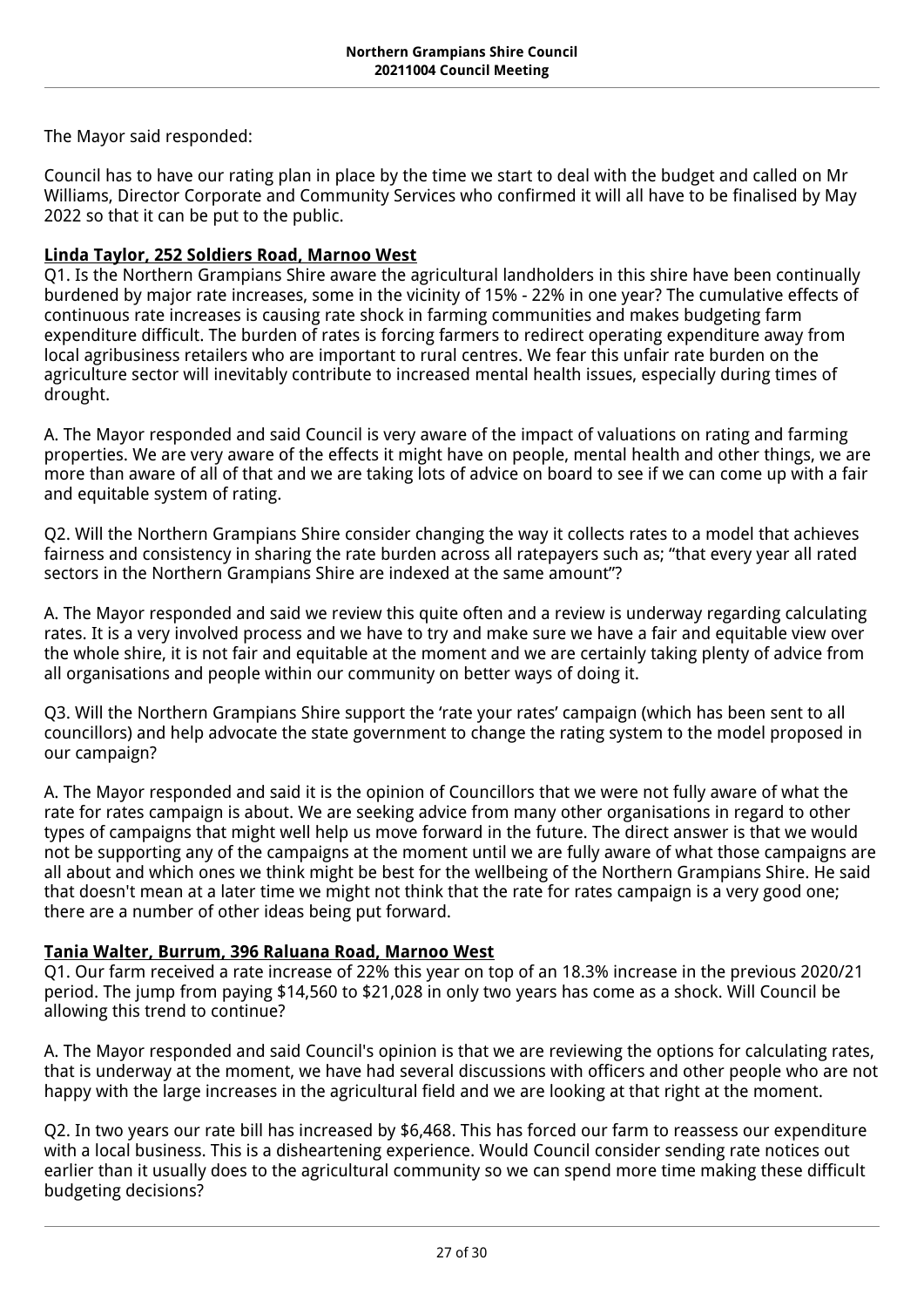The Mayor said responded:

Council has to have our rating plan in place by the time we start to deal with the budget and called on Mr Williams, Director Corporate and Community Services who confirmed it will all have to be finalised by May 2022 so that it can be put to the public.

**Linda Taylor, 252 Soldiers Road, Marnoo West**

Q1. Is the Northern Grampians Shire aware the agricultural landholders in this shire have been continually burdened by major rate increases, some in the vicinity of 15% - 22% in one year? The cumulative effects of continuous rate increases is causing rate shock in farming communities and makes budgeting farm expenditure difficult. The burden of rates is forcing farmers to redirect operating expenditure away from local agribusiness retailers who are important to rural centres. We fear this unfair rate burden on the agriculture sector will inevitably contribute to increased mental health issues, especially during times of drought.

A. The Mayor responded and said Council is very aware of the impact of valuations on rating and farming properties. We are very aware of the effects it might have on people, mental health and other things, we are more than aware of all of that and we are taking lots of advice on board to see if we can come up with a fair and equitable system of rating.

Q2. Will the Northern Grampians Shire consider changing the way it collects rates to a model that achieves fairness and consistency in sharing the rate burden across all ratepayers such as; "that every year all rated sectors in the Northern Grampians Shire are indexed at the same amount"?

A. The Mayor responded and said we review this quite often and a review is underway regarding calculating rates. It is a very involved process and we have to try and make sure we have a fair and equitable view over the whole shire, it is not fair and equitable at the moment and we are certainly taking plenty of advice from all organisations and people within our community on better ways of doing it.

Q3. Will the Northern Grampians Shire support the 'rate your rates' campaign (which has been sent to all councillors) and help advocate the state government to change the rating system to the model proposed in our campaign?

A. The Mayor responded and said it is the opinion of Councillors that we were not fully aware of what the rate for rates campaign is about. We are seeking advice from many other organisations in regard to other types of campaigns that might well help us move forward in the future. The direct answer is that we would not be supporting any of the campaigns at the moment until we are fully aware of what those campaigns are all about and which ones we think might be best for the wellbeing of the Northern Grampians Shire. He said that doesn't mean at a later time we might not think that the rate for rates campaign is a very good one; there are a number of other ideas being put forward.

**Tania Walter, Burrum, 396 Raluana Road, Marnoo West**

Q1. Our farm received a rate increase of 22% this year on top of an 18.3% increase in the previous 2020/21 period. The jump from paying $14,560 to $21,028 in only two years has come as a shock. Will Council be allowing this trend to continue?

A. The Mayor responded and said Council's opinion is that we are reviewing the options for calculating rates, that is underway at the moment, we have had several discussions with officers and other people who are not happy with the large increases in the agricultural field and we are looking at that right at the moment.

Q2. In two years our rate bill has increased by $6,468. This has forced our farm to reassess our expenditure with a local business. This is a disheartening experience. Would Council consider sending rate notices out earlier than it usually does to the agricultural community so we can spend more time making these difficult budgeting decisions?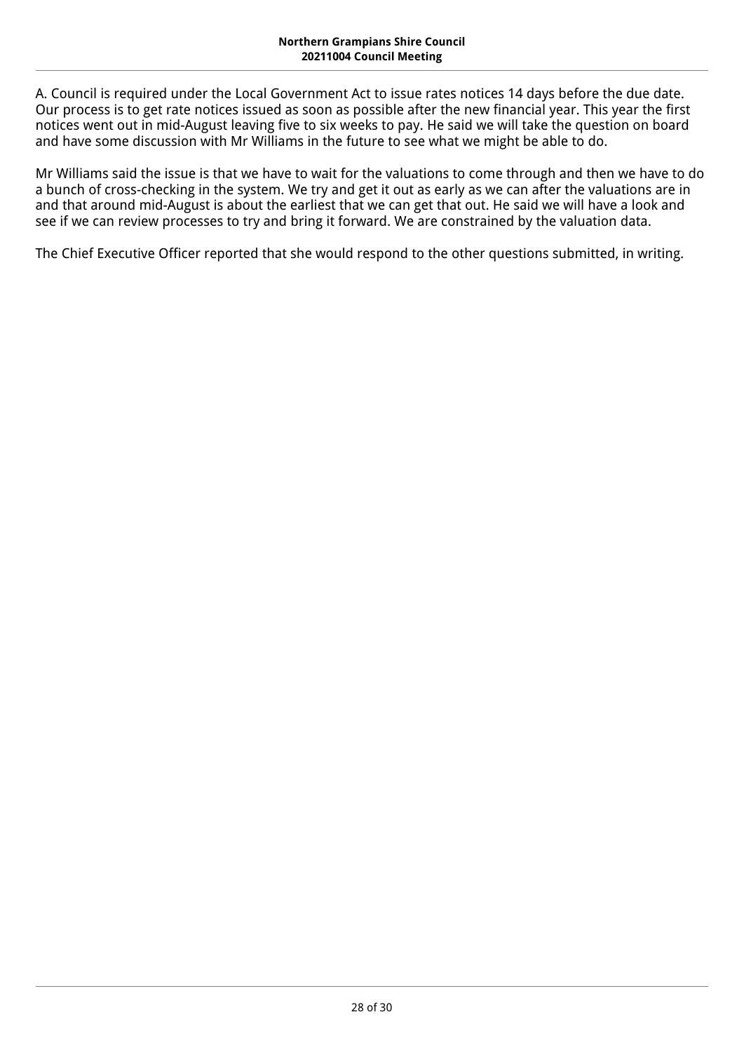A. Council is required under the Local Government Act to issue rates notices 14 days before the due date. Our process is to get rate notices issued as soon as possible after the new financial year. This year the first notices went out in mid-August leaving five to six weeks to pay. He said we will take the question on board and have some discussion with Mr Williams in the future to see what we might be able to do.

Mr Williams said the issue is that we have to wait for the valuations to come through and then we have to do a bunch of cross-checking in the system. We try and get it out as early as we can after the valuations are in and that around mid-August is about the earliest that we can get that out. He said we will have a look and see if we can review processes to try and bring it forward. We are constrained by the valuation data.

The Chief Executive Officer reported that she would respond to the other questions submitted, in writing.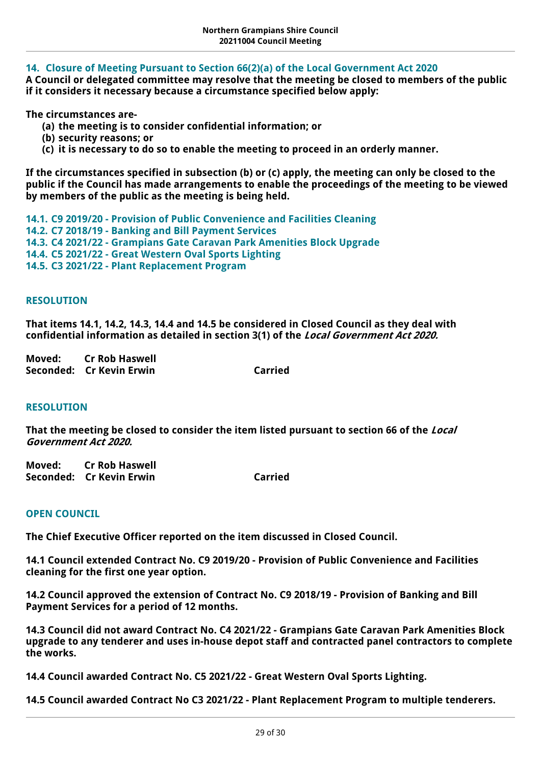## 14. Closure of Meeting Pursuant to Section 66(2)(a) of the Local Government Act 2020

**A Council or delegated committee may resolve that the meeting be closed to members of the public if it considers it necessary because a circumstance specified below apply:**

**The circumstances are-**

- **(a) the meeting is to consider confidential information; or**
- **(b) security reasons; or**
- **(c) it is necessary to do so to enable the meeting to proceed in an orderly manner.**

**If the circumstances specified in subsection (b) or (c) apply, the meeting can only be closed to the public if the Council has made arrangements to enable the proceedings of the meeting to be viewed by members of the public as the meeting is being held.**

**14.1. C9 2019/20 - Provision of Public Convenience and Facilities Cleaning**
**14.2. C7 2018/19 - Banking and Bill Payment Services**
**14.3. C4 2021/22 - Grampians Gate Caravan Park Amenities Block Upgrade**
**14.4. C5 2021/22 - Great Western Oval Sports Lighting**
**14.5. C3 2021/22 - Plant Replacement Program**

### RESOLUTION

**That items 14.1, 14.2, 14.3, 14.4 and 14.5 be considered in Closed Council as they deal with confidential information as detailed in section 3(1) of the *Local Government Act 2020.***

**Moved: Cr Rob Haswell**
**Seconded: Cr Kevin Erwin** **Carried**

### RESOLUTION

**That the meeting be closed to consider the item listed pursuant to section 66 of the *Local Government Act 2020.***

**Moved: Cr Rob Haswell**
**Seconded: Cr Kevin Erwin** **Carried**

### OPEN COUNCIL

**The Chief Executive Officer reported on the item discussed in Closed Council.**

**14.1 Council extended Contract No. C9 2019/20 - Provision of Public Convenience and Facilities cleaning for the first one year option.**

**14.2 Council approved the extension of Contract No. C9 2018/19 - Provision of Banking and Bill Payment Services for a period of 12 months.**

**14.3 Council did not award Contract No. C4 2021/22 - Grampians Gate Caravan Park Amenities Block upgrade to any tenderer and uses in-house depot staff and contracted panel contractors to complete the works.**

**14.4 Council awarded Contract No. C5 2021/22 - Great Western Oval Sports Lighting.**

**14.5 Council awarded Contract No C3 2021/22 - Plant Replacement Program to multiple tenderers.**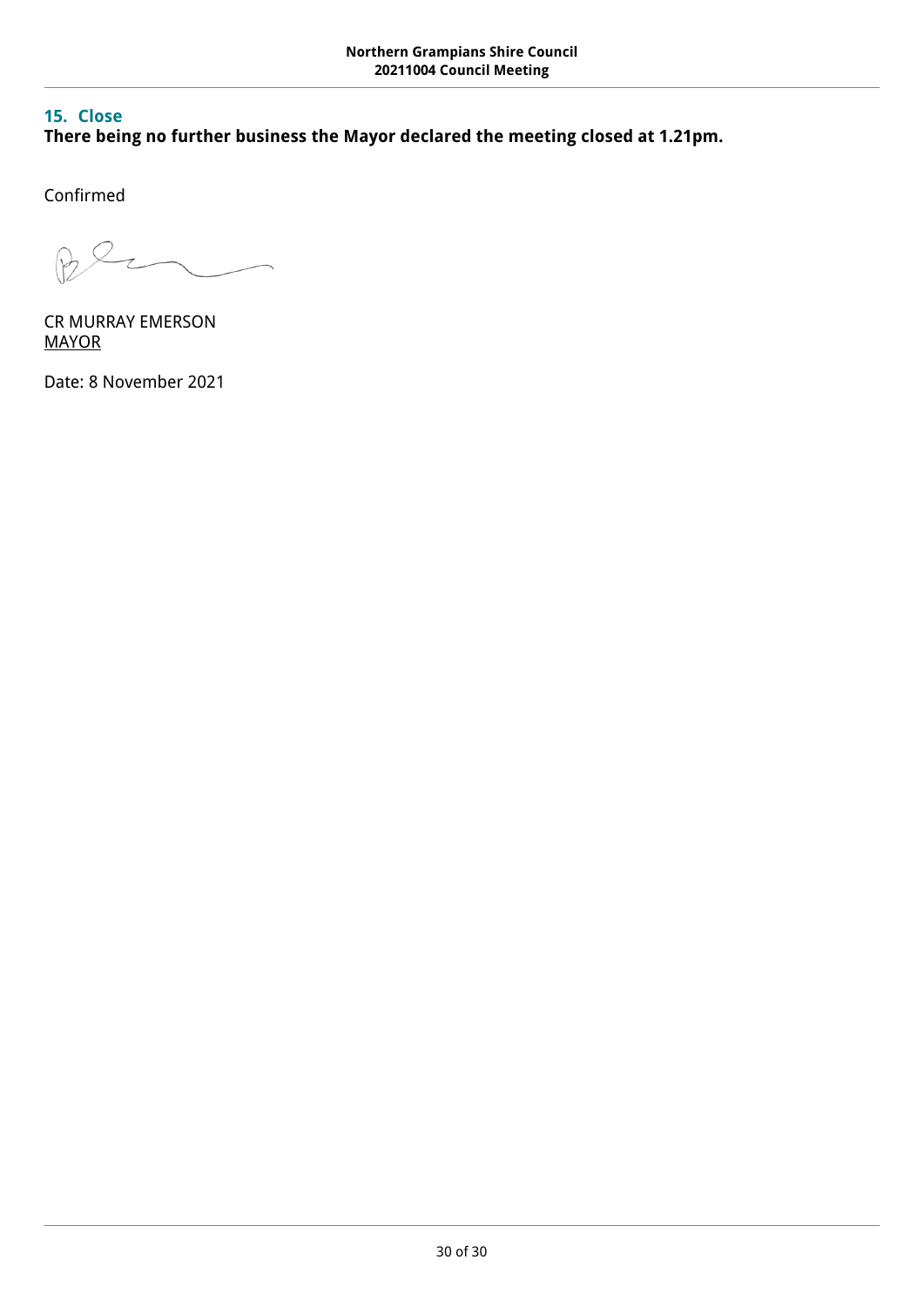## 15. Close

**There being no further business the Mayor declared the meeting closed at 1.21pm.**

Confirmed

CR MURRAY EMERSON
MAYOR

Date: 8 November 2021